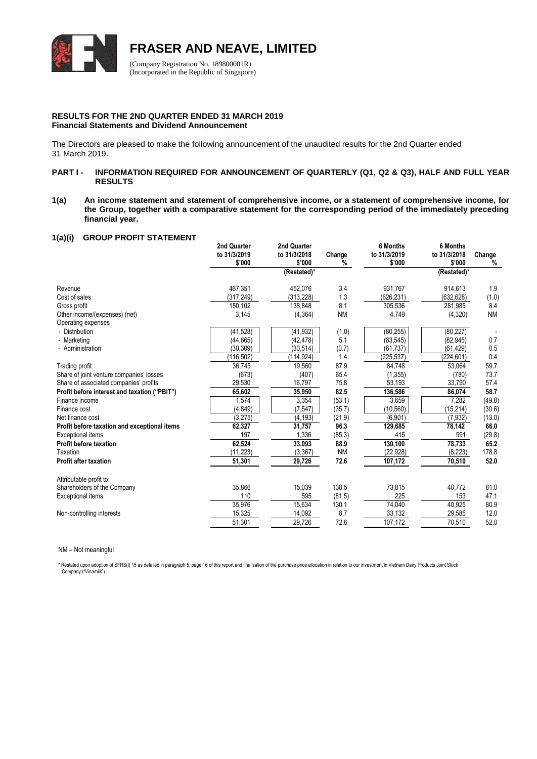# FRASER AND NEAVE, LIMITED

(Company Registration No. 189800001R)
(Incorporated in the Republic of Singapore)

**RESULTS FOR THE 2ND QUARTER ENDED 31 MARCH 2019**
**Financial Statements and Dividend Announcement**

The Directors are pleased to make the following announcement of the unaudited results for the 2nd Quarter ended 31 March 2019.

## PART I - INFORMATION REQUIRED FOR ANNOUNCEMENT OF QUARTERLY (Q1, Q2 & Q3), HALF AND FULL YEAR RESULTS

**1(a) An income statement and statement of comprehensive income, or a statement of comprehensive income, for the Group, together with a comparative statement for the corresponding period of the immediately preceding financial year.**

### 1(a)(i) GROUP PROFIT STATEMENT

| | 2nd Quarter to 31/3/2019 $'000 | 2nd Quarter to 31/3/2018 $'000 (Restated)* | Change % | 6 Months to 31/3/2019 $'000 | 6 Months to 31/3/2018 $'000 (Restated)* | Change % |
|---|---|---|---|---|---|---|
| Revenue | 467,351 | 452,076 | 3.4 | 931,767 | 914,613 | 1.9 |
| Cost of sales | (317,249) | (313,228) | 1.3 | (626,231) | (632,628) | (1.0) |
| Gross profit | 150,102 | 138,848 | 8.1 | 305,536 | 281,985 | 8.4 |
| Other income/(expenses) (net) | 3,145 | (4,364) | NM | 4,749 | (4,320) | NM |
| Operating expenses | | | | | | |
| - Distribution | (41,528) | (41,932) | (1.0) | (80,255) | (80,227) | - |
| - Marketing | (44,665) | (42,478) | 5.1 | (83,545) | (82,945) | 0.7 |
| - Administration | (30,309) | (30,514) | (0.7) | (61,737) | (61,429) | 0.5 |
| | (116,502) | (114,924) | 1.4 | (225,537) | (224,601) | 0.4 |
| Trading profit | 36,745 | 19,560 | 87.9 | 84,748 | 53,064 | 59.7 |
| Share of joint venture companies' losses | (673) | (407) | 65.4 | (1,355) | (780) | 73.7 |
| Share of associated companies' profits | 29,530 | 16,797 | 75.8 | 53,193 | 33,790 | 57.4 |
| **Profit before interest and taxation ("PBIT")** | **65,602** | **35,950** | **82.5** | **136,586** | **86,074** | **58.7** |
| Finance income | 1,574 | 3,354 | (53.1) | 3,659 | 7,282 | (49.8) |
| Finance cost | (4,849) | (7,547) | (35.7) | (10,560) | (15,214) | (30.6) |
| Net finance cost | (3,275) | (4,193) | (21.9) | (6,901) | (7,932) | (13.0) |
| **Profit before taxation and exceptional items** | **62,327** | **31,757** | **96.3** | **129,685** | **78,142** | **66.0** |
| Exceptional items | 197 | 1,336 | (85.3) | 415 | 591 | (29.8) |
| **Profit before taxation** | **62,524** | **33,093** | **88.9** | **130,100** | **78,733** | **65.2** |
| Taxation | (11,223) | (3,367) | NM | (22,928) | (8,223) | 178.8 |
| **Profit after taxation** | **51,301** | **29,726** | **72.6** | **107,172** | **70,510** | **52.0** |
| | | | | | | |
| Attributable profit to: | | | | | | |
| Shareholders of the Company | 35,866 | 15,039 | 138.5 | 73,815 | 40,772 | 81.0 |
| Exceptional items | 110 | 595 | (81.5) | 225 | 153 | 47.1 |
| | 35,976 | 15,634 | 130.1 | 74,040 | 40,925 | 80.9 |
| Non-controlling interests | 15,325 | 14,092 | 8.7 | 33,132 | 29,585 | 12.0 |
| | 51,301 | 29,726 | 72.6 | 107,172 | 70,510 | 52.0 |

NM – Not meaningful

\* Restated upon adoption of SFRS(I) 15 as detailed in paragraph 5, page 16 of this report and finalisation of the purchase price allocation in relation to our investment in Vietnam Dairy Products Joint Stock Company ("Vinamilk").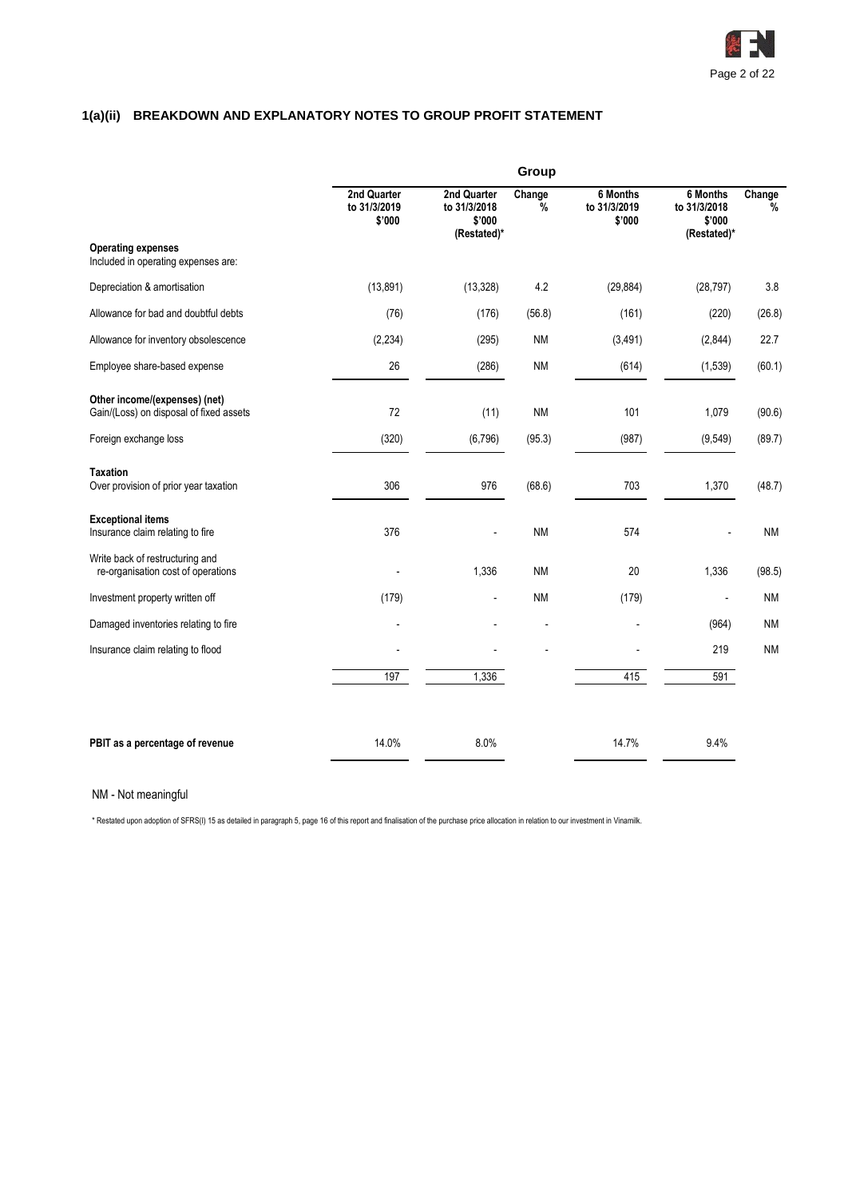## 1(a)(ii) BREAKDOWN AND EXPLANATORY NOTES TO GROUP PROFIT STATEMENT

| | Group | | | | | |
|---|---|---|---|---|---|---|
| | 2nd Quarter to 31/3/2019 $'000 | 2nd Quarter to 31/3/2018 $'000 (Restated)* | Change % | 6 Months to 31/3/2019 $'000 | 6 Months to 31/3/2018 $'000 (Restated)* | Change % |
| **Operating expenses** | | | | | | |
| Included in operating expenses are: | | | | | | |
| Depreciation & amortisation | (13,891) | (13,328) | 4.2 | (29,884) | (28,797) | 3.8 |
| Allowance for bad and doubtful debts | (76) | (176) | (56.8) | (161) | (220) | (26.8) |
| Allowance for inventory obsolescence | (2,234) | (295) | NM | (3,491) | (2,844) | 22.7 |
| Employee share-based expense | 26 | (286) | NM | (614) | (1,539) | (60.1) |
| **Other income/(expenses) (net)** | | | | | | |
| Gain/(Loss) on disposal of fixed assets | 72 | (11) | NM | 101 | 1,079 | (90.6) |
| Foreign exchange loss | (320) | (6,796) | (95.3) | (987) | (9,549) | (89.7) |
| **Taxation** | | | | | | |
| Over provision of prior year taxation | 306 | 976 | (68.6) | 703 | 1,370 | (48.7) |
| **Exceptional items** | | | | | | |
| Insurance claim relating to fire | 376 | - | NM | 574 | - | NM |
| Write back of restructuring and re-organisation cost of operations | - | 1,336 | NM | 20 | 1,336 | (98.5) |
| Investment property written off | (179) | - | NM | (179) | - | NM |
| Damaged inventories relating to fire | - | - | - | - | (964) | NM |
| Insurance claim relating to flood | - | - | - | - | 219 | NM |
| | 197 | 1,336 | | 415 | 591 | |
| **PBIT as a percentage of revenue** | 14.0% | 8.0% | | 14.7% | 9.4% | |

NM - Not meaningful

\* Restated upon adoption of SFRS(I) 15 as detailed in paragraph 5, page 16 of this report and finalisation of the purchase price allocation in relation to our investment in Vinamilk.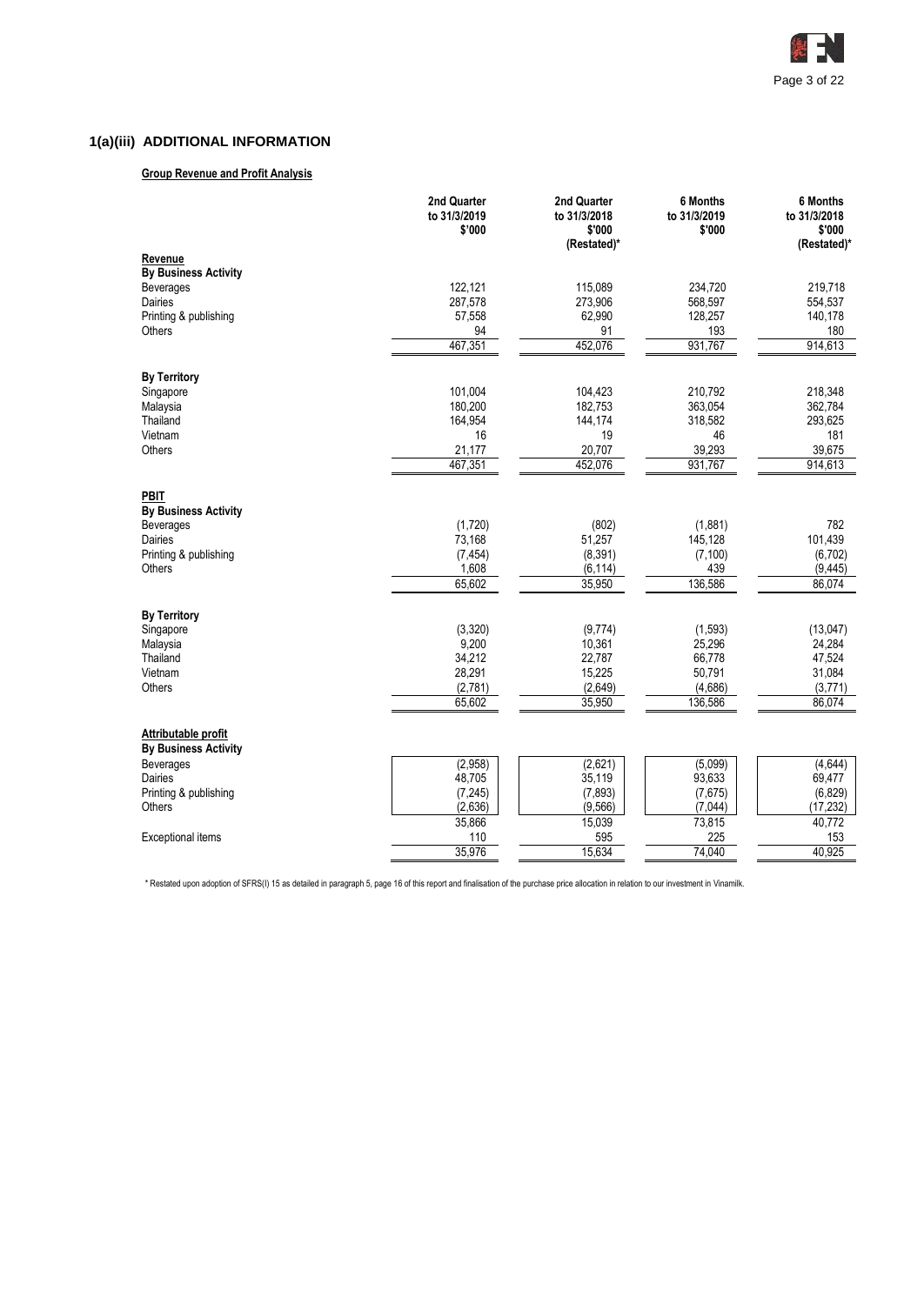## 1(a)(iii) ADDITIONAL INFORMATION

**Group Revenue and Profit Analysis**

| | 2nd Quarter to 31/3/2019 $'000 | 2nd Quarter to 31/3/2018 $'000 (Restated)* | 6 Months to 31/3/2019 $'000 | 6 Months to 31/3/2018 $'000 (Restated)* |
|---|---|---|---|---|
| **Revenue** | | | | |
| **By Business Activity** | | | | |
| Beverages | 122,121 | 115,089 | 234,720 | 219,718 |
| Dairies | 287,578 | 273,906 | 568,597 | 554,537 |
| Printing & publishing | 57,558 | 62,990 | 128,257 | 140,178 |
| Others | 94 | 91 | 193 | 180 |
| | 467,351 | 452,076 | 931,767 | 914,613 |
| **By Territory** | | | | |
| Singapore | 101,004 | 104,423 | 210,792 | 218,348 |
| Malaysia | 180,200 | 182,753 | 363,054 | 362,784 |
| Thailand | 164,954 | 144,174 | 318,582 | 293,625 |
| Vietnam | 16 | 19 | 46 | 181 |
| Others | 21,177 | 20,707 | 39,293 | 39,675 |
| | 467,351 | 452,076 | 931,767 | 914,613 |
| **PBIT** | | | | |
| **By Business Activity** | | | | |
| Beverages | (1,720) | (802) | (1,881) | 782 |
| Dairies | 73,168 | 51,257 | 145,128 | 101,439 |
| Printing & publishing | (7,454) | (8,391) | (7,100) | (6,702) |
| Others | 1,608 | (6,114) | 439 | (9,445) |
| | 65,602 | 35,950 | 136,586 | 86,074 |
| **By Territory** | | | | |
| Singapore | (3,320) | (9,774) | (1,593) | (13,047) |
| Malaysia | 9,200 | 10,361 | 25,296 | 24,284 |
| Thailand | 34,212 | 22,787 | 66,778 | 47,524 |
| Vietnam | 28,291 | 15,225 | 50,791 | 31,084 |
| Others | (2,781) | (2,649) | (4,686) | (3,771) |
| | 65,602 | 35,950 | 136,586 | 86,074 |
| **Attributable profit** | | | | |
| **By Business Activity** | | | | |
| Beverages | (2,958) | (2,621) | (5,099) | (4,644) |
| Dairies | 48,705 | 35,119 | 93,633 | 69,477 |
| Printing & publishing | (7,245) | (7,893) | (7,675) | (6,829) |
| Others | (2,636) | (9,566) | (7,044) | (17,232) |
| | 35,866 | 15,039 | 73,815 | 40,772 |
| Exceptional items | 110 | 595 | 225 | 153 |
| | 35,976 | 15,634 | 74,040 | 40,925 |

\* Restated upon adoption of SFRS(I) 15 as detailed in paragraph 5, page 16 of this report and finalisation of the purchase price allocation in relation to our investment in Vinamilk.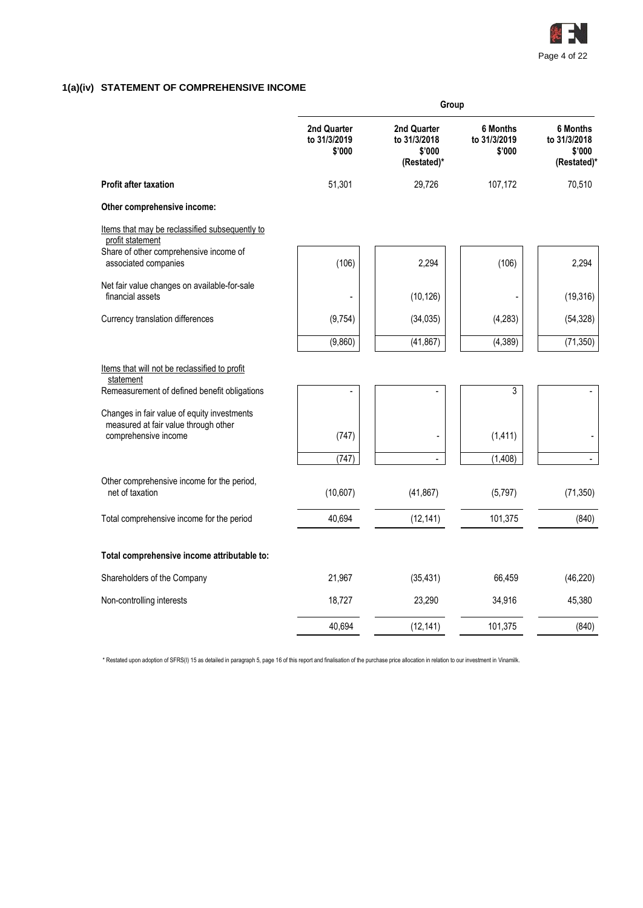## 1(a)(iv) STATEMENT OF COMPREHENSIVE INCOME

| | Group | | | |
|---|---|---|---|---|
| | **2nd Quarter to 31/3/2019 $'000** | **2nd Quarter to 31/3/2018 $'000 (Restated)*** | **6 Months to 31/3/2019 $'000** | **6 Months to 31/3/2018 $'000 (Restated)*** |
| **Profit after taxation** | 51,301 | 29,726 | 107,172 | 70,510 |
| **Other comprehensive income:** | | | | |
| Items that may be reclassified subsequently to profit statement | | | | |
| Share of other comprehensive income of associated companies | (106) | 2,294 | (106) | 2,294 |
| Net fair value changes on available-for-sale financial assets | - | (10,126) | - | (19,316) |
| Currency translation differences | (9,754) | (34,035) | (4,283) | (54,328) |
| | (9,860) | (41,867) | (4,389) | (71,350) |
| Items that will not be reclassified to profit statement | | | | |
| Remeasurement of defined benefit obligations | - | - | 3 | - |
| Changes in fair value of equity investments measured at fair value through other comprehensive income | (747) | - | (1,411) | - |
| | (747) | - | (1,408) | - |
| Other comprehensive income for the period, net of taxation | (10,607) | (41,867) | (5,797) | (71,350) |
| Total comprehensive income for the period | 40,694 | (12,141) | 101,375 | (840) |
| **Total comprehensive income attributable to:** | | | | |
| Shareholders of the Company | 21,967 | (35,431) | 66,459 | (46,220) |
| Non-controlling interests | 18,727 | 23,290 | 34,916 | 45,380 |
| | 40,694 | (12,141) | 101,375 | (840) |

\* Restated upon adoption of SFRS(I) 15 as detailed in paragraph 5, page 16 of this report and finalisation of the purchase price allocation in relation to our investment in Vinamilk.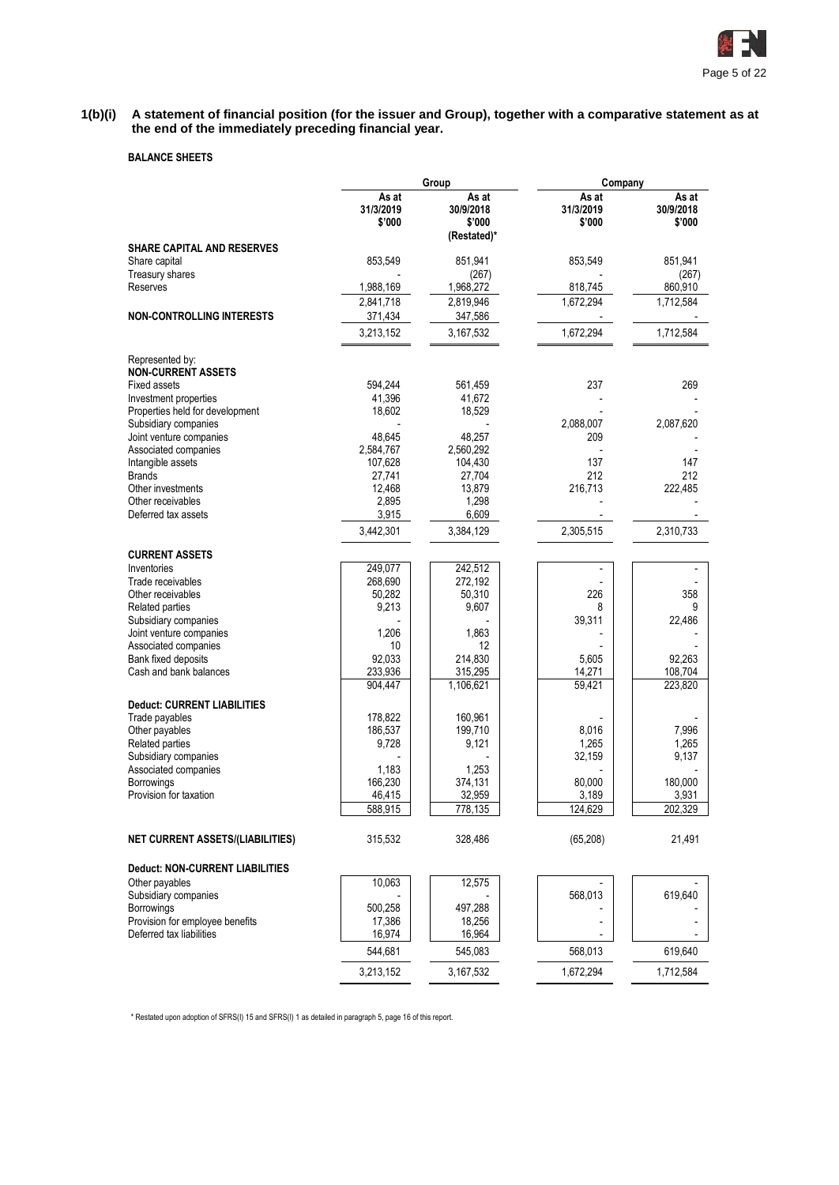**1(b)(i) A statement of financial position (for the issuer and Group), together with a comparative statement as at the end of the immediately preceding financial year.**

**BALANCE SHEETS**

| | Group | | Company | |
|---|---|---|---|---|
| | As at 31/3/2019 $'000 | As at 30/9/2018 $'000 (Restated)* | As at 31/3/2019 $'000 | As at 30/9/2018 $'000 |
| **SHARE CAPITAL AND RESERVES** | | | | |
| Share capital | 853,549 | 851,941 | 853,549 | 851,941 |
| Treasury shares | - | (267) | - | (267) |
| Reserves | 1,988,169 | 1,968,272 | 818,745 | 860,910 |
| | 2,841,718 | 2,819,946 | 1,672,294 | 1,712,584 |
| **NON-CONTROLLING INTERESTS** | 371,434 | 347,586 | - | - |
| | 3,213,152 | 3,167,532 | 1,672,294 | 1,712,584 |
| Represented by: | | | | |
| **NON-CURRENT ASSETS** | | | | |
| Fixed assets | 594,244 | 561,459 | 237 | 269 |
| Investment properties | 41,396 | 41,672 | - | - |
| Properties held for development | 18,602 | 18,529 | - | - |
| Subsidiary companies | - | - | 2,088,007 | 2,087,620 |
| Joint venture companies | 48,645 | 48,257 | 209 | - |
| Associated companies | 2,584,767 | 2,560,292 | - | - |
| Intangible assets | 107,628 | 104,430 | 137 | 147 |
| Brands | 27,741 | 27,704 | 212 | 212 |
| Other investments | 12,468 | 13,879 | 216,713 | 222,485 |
| Other receivables | 2,895 | 1,298 | - | - |
| Deferred tax assets | 3,915 | 6,609 | - | - |
| | 3,442,301 | 3,384,129 | 2,305,515 | 2,310,733 |
| **CURRENT ASSETS** | | | | |
| Inventories | 249,077 | 242,512 | - | - |
| Trade receivables | 268,690 | 272,192 | - | - |
| Other receivables | 50,282 | 50,310 | 226 | 358 |
| Related parties | 9,213 | 9,607 | 8 | 9 |
| Subsidiary companies | - | - | 39,311 | 22,486 |
| Joint venture companies | 1,206 | 1,863 | - | - |
| Associated companies | 10 | 12 | - | - |
| Bank fixed deposits | 92,033 | 214,830 | 5,605 | 92,263 |
| Cash and bank balances | 233,936 | 315,295 | 14,271 | 108,704 |
| | 904,447 | 1,106,621 | 59,421 | 223,820 |
| **Deduct: CURRENT LIABILITIES** | | | | |
| Trade payables | 178,822 | 160,961 | - | - |
| Other payables | 186,537 | 199,710 | 8,016 | 7,996 |
| Related parties | 9,728 | 9,121 | 1,265 | 1,265 |
| Subsidiary companies | - | - | 32,159 | 9,137 |
| Associated companies | 1,183 | 1,253 | - | - |
| Borrowings | 166,230 | 374,131 | 80,000 | 180,000 |
| Provision for taxation | 46,415 | 32,959 | 3,189 | 3,931 |
| | 588,915 | 778,135 | 124,629 | 202,329 |
| **NET CURRENT ASSETS/(LIABILITIES)** | 315,532 | 328,486 | (65,208) | 21,491 |
| **Deduct: NON-CURRENT LIABILITIES** | | | | |
| Other payables | 10,063 | 12,575 | - | - |
| Subsidiary companies | - | - | 568,013 | 619,640 |
| Borrowings | 500,258 | 497,288 | - | - |
| Provision for employee benefits | 17,386 | 18,256 | - | - |
| Deferred tax liabilities | 16,974 | 16,964 | - | - |
| | 544,681 | 545,083 | 568,013 | 619,640 |
| | 3,213,152 | 3,167,532 | 1,672,294 | 1,712,584 |

\* Restated upon adoption of SFRS(I) 15 and SFRS(I) 1 as detailed in paragraph 5, page 16 of this report.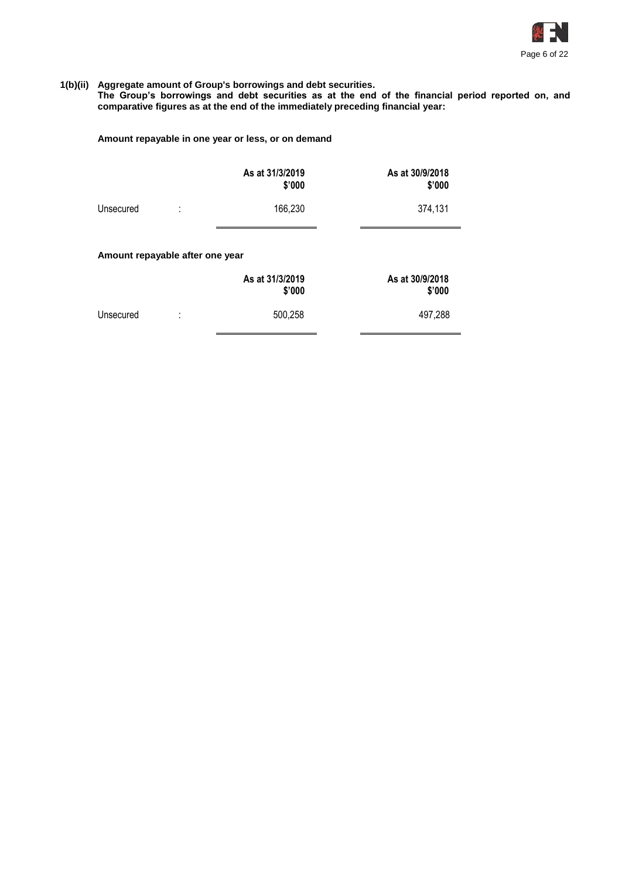**1(b)(ii) Aggregate amount of Group's borrowings and debt securities.**

**The Group's borrowings and debt securities as at the end of the financial period reported on, and comparative figures as at the end of the immediately preceding financial year:**

**Amount repayable in one year or less, or on demand**

| | | As at 31/3/2019<br>$'000 | As at 30/9/2018<br>$'000 |
|---|---|---|---|
| Unsecured | : | 166,230 | 374,131 |

**Amount repayable after one year**

| | | As at 31/3/2019<br>$'000 | As at 30/9/2018<br>$'000 |
|---|---|---|---|
| Unsecured | : | 500,258 | 497,288 |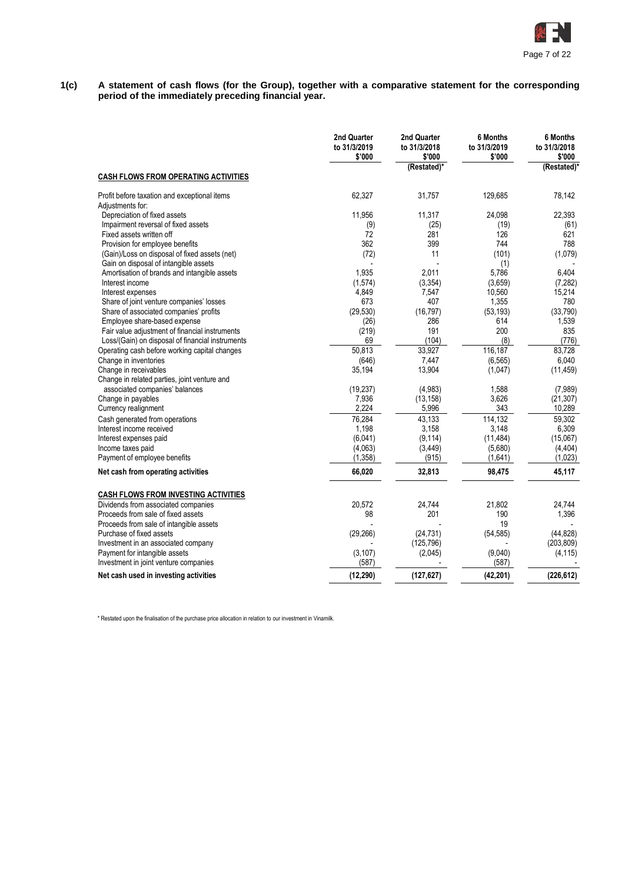**1(c) A statement of cash flows (for the Group), together with a comparative statement for the corresponding period of the immediately preceding financial year.**

| | 2nd Quarter to 31/3/2019 $'000 | 2nd Quarter to 31/3/2018 $'000 (Restated)* | 6 Months to 31/3/2019 $'000 | 6 Months to 31/3/2018 $'000 (Restated)* |
|---|---|---|---|---|
| **CASH FLOWS FROM OPERATING ACTIVITIES** | | | | |
| Profit before taxation and exceptional items | 62,327 | 31,757 | 129,685 | 78,142 |
| Adjustments for: | | | | |
| Depreciation of fixed assets | 11,956 | 11,317 | 24,098 | 22,393 |
| Impairment reversal of fixed assets | (9) | (25) | (19) | (61) |
| Fixed assets written off | 72 | 281 | 126 | 621 |
| Provision for employee benefits | 362 | 399 | 744 | 788 |
| (Gain)/Loss on disposal of fixed assets (net) | (72) | 11 | (101) | (1,079) |
| Gain on disposal of intangible assets | - | - | (1) | - |
| Amortisation of brands and intangible assets | 1,935 | 2,011 | 5,786 | 6,404 |
| Interest income | (1,574) | (3,354) | (3,659) | (7,282) |
| Interest expenses | 4,849 | 7,547 | 10,560 | 15,214 |
| Share of joint venture companies' losses | 673 | 407 | 1,355 | 780 |
| Share of associated companies' profits | (29,530) | (16,797) | (53,193) | (33,790) |
| Employee share-based expense | (26) | 286 | 614 | 1,539 |
| Fair value adjustment of financial instruments | (219) | 191 | 200 | 835 |
| Loss/(Gain) on disposal of financial instruments | 69 | (104) | (8) | (776) |
| Operating cash before working capital changes | 50,813 | 33,927 | 116,187 | 83,728 |
| Change in inventories | (646) | 7,447 | (6,565) | 6,040 |
| Change in receivables | 35,194 | 13,904 | (1,047) | (11,459) |
| Change in related parties, joint venture and associated companies' balances | (19,237) | (4,983) | 1,588 | (7,989) |
| Change in payables | 7,936 | (13,158) | 3,626 | (21,307) |
| Currency realignment | 2,224 | 5,996 | 343 | 10,289 |
| Cash generated from operations | 76,284 | 43,133 | 114,132 | 59,302 |
| Interest income received | 1,198 | 3,158 | 3,148 | 6,309 |
| Interest expenses paid | (6,041) | (9,114) | (11,484) | (15,067) |
| Income taxes paid | (4,063) | (3,449) | (5,680) | (4,404) |
| Payment of employee benefits | (1,358) | (915) | (1,641) | (1,023) |
| **Net cash from operating activities** | **66,020** | **32,813** | **98,475** | **45,117** |
| **CASH FLOWS FROM INVESTING ACTIVITIES** | | | | |
| Dividends from associated companies | 20,572 | 24,744 | 21,802 | 24,744 |
| Proceeds from sale of fixed assets | 98 | 201 | 190 | 1,396 |
| Proceeds from sale of intangible assets | - | - | 19 | - |
| Purchase of fixed assets | (29,266) | (24,731) | (54,585) | (44,828) |
| Investment in an associated company | - | (125,796) | - | (203,809) |
| Payment for intangible assets | (3,107) | (2,045) | (9,040) | (4,115) |
| Investment in joint venture companies | (587) | - | (587) | - |
| **Net cash used in investing activities** | **(12,290)** | **(127,627)** | **(42,201)** | **(226,612)** |

\* Restated upon the finalisation of the purchase price allocation in relation to our investment in Vinamilk.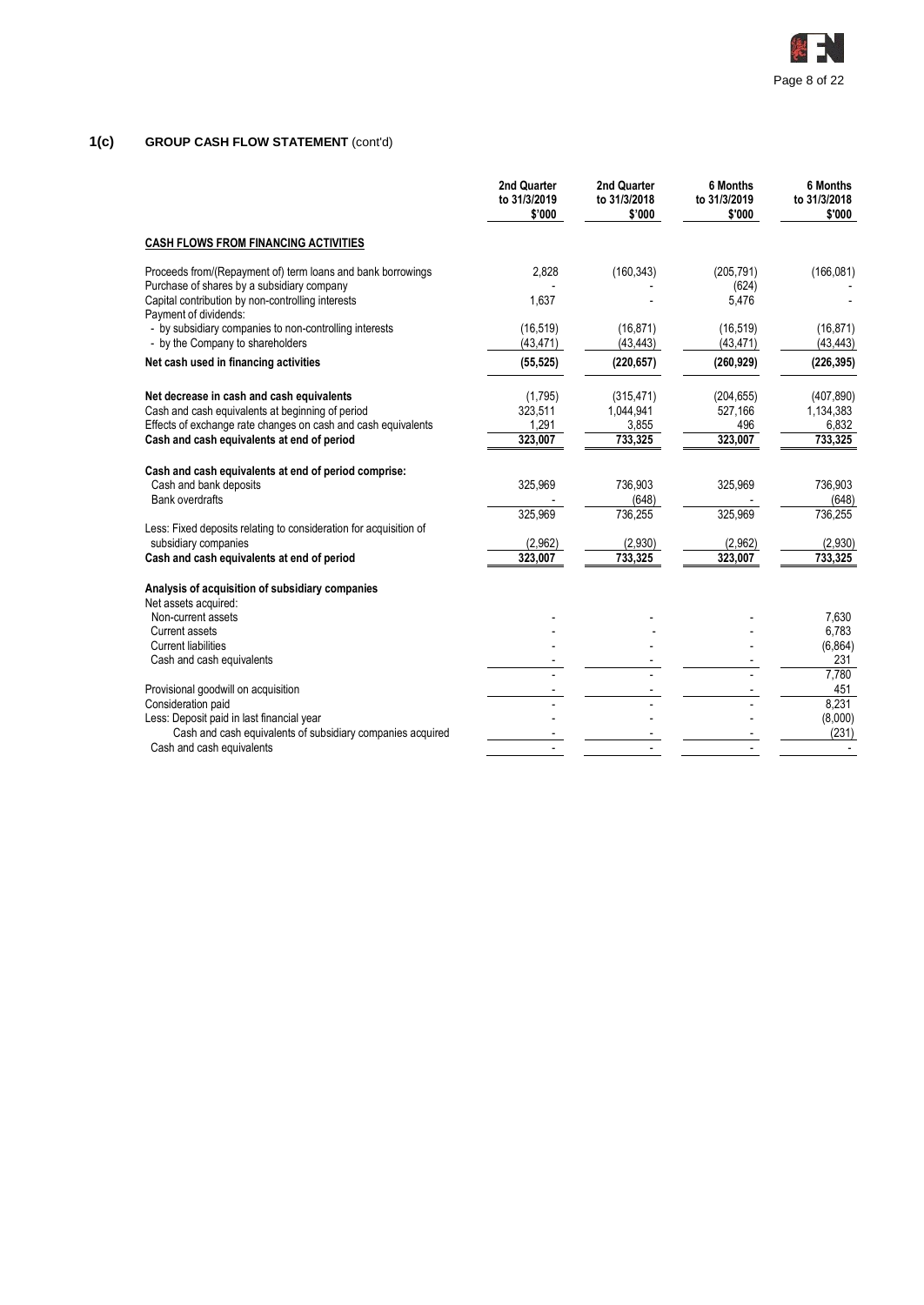## 1(c) GROUP CASH FLOW STATEMENT (cont'd)

| | 2nd Quarter to 31/3/2019 $'000 | 2nd Quarter to 31/3/2018 $'000 | 6 Months to 31/3/2019 $'000 | 6 Months to 31/3/2018 $'000 |
|---|---|---|---|---|
| **CASH FLOWS FROM FINANCING ACTIVITIES** | | | | |
| Proceeds from/(Repayment of) term loans and bank borrowings | 2,828 | (160,343) | (205,791) | (166,081) |
| Purchase of shares by a subsidiary company | - | - | (624) | - |
| Capital contribution by non-controlling interests | 1,637 | - | 5,476 | - |
| Payment of dividends: | | | | |
| - by subsidiary companies to non-controlling interests | (16,519) | (16,871) | (16,519) | (16,871) |
| - by the Company to shareholders | (43,471) | (43,443) | (43,471) | (43,443) |
| **Net cash used in financing activities** | **(55,525)** | **(220,657)** | **(260,929)** | **(226,395)** |
| | | | | |
| **Net decrease in cash and cash equivalents** | (1,795) | (315,471) | (204,655) | (407,890) |
| Cash and cash equivalents at beginning of period | 323,511 | 1,044,941 | 527,166 | 1,134,383 |
| Effects of exchange rate changes on cash and cash equivalents | 1,291 | 3,855 | 496 | 6,832 |
| **Cash and cash equivalents at end of period** | **323,007** | **733,325** | **323,007** | **733,325** |
| | | | | |
| **Cash and cash equivalents at end of period comprise:** | | | | |
| Cash and bank deposits | 325,969 | 736,903 | 325,969 | 736,903 |
| Bank overdrafts | - | (648) | - | (648) |
| | 325,969 | 736,255 | 325,969 | 736,255 |
| Less: Fixed deposits relating to consideration for acquisition of subsidiary companies | (2,962) | (2,930) | (2,962) | (2,930) |
| **Cash and cash equivalents at end of period** | **323,007** | **733,325** | **323,007** | **733,325** |
| | | | | |
| **Analysis of acquisition of subsidiary companies** | | | | |
| Net assets acquired: | | | | |
| Non-current assets | - | - | - | 7,630 |
| Current assets | - | - | - | 6,783 |
| Current liabilities | - | - | - | (6,864) |
| Cash and cash equivalents | - | - | - | 231 |
| | - | - | - | 7,780 |
| Provisional goodwill on acquisition | - | - | - | 451 |
| Consideration paid | - | - | - | 8,231 |
| Less: Deposit paid in last financial year | - | - | - | (8,000) |
| Cash and cash equivalents of subsidiary companies acquired | - | - | - | (231) |
| Cash and cash equivalents | - | - | - | - |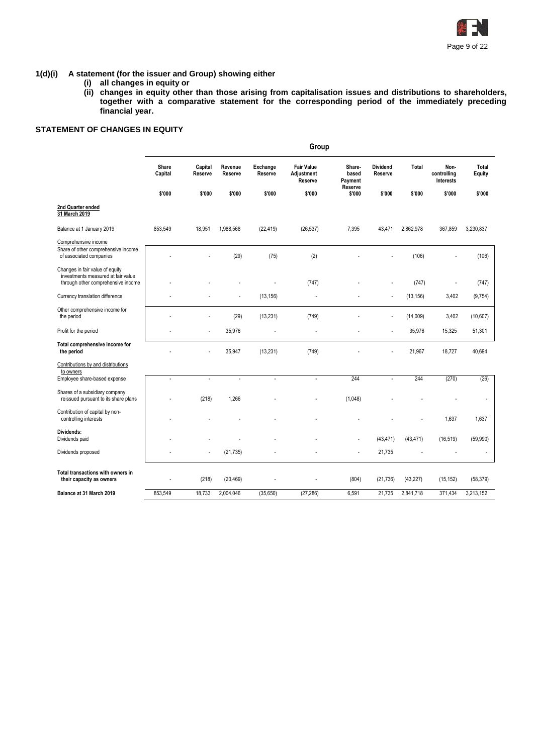**1(d)(i) A statement (for the issuer and Group) showing either**

**(i) all changes in equity or**

**(ii) changes in equity other than those arising from capitalisation issues and distributions to shareholders, together with a comparative statement for the corresponding period of the immediately preceding financial year.**

**STATEMENT OF CHANGES IN EQUITY**

| | Group | | | | | | | | | |
|---|---|---|---|---|---|---|---|---|---|---|
| | Share Capital | Capital Reserve | Revenue Reserve | Exchange Reserve | Fair Value Adjustment Reserve | Share-based Payment Reserve | Dividend Reserve | Total | Non-controlling Interests | Total Equity |
| | $'000 | $'000 | $'000 | $'000 | $'000 | $'000 | $'000 | $'000 | $'000 | $'000 |
| **2nd Quarter ended 31 March 2019** | | | | | | | | | | |
| Balance at 1 January 2019 | 853,549 | 18,951 | 1,988,568 | (22,419) | (26,537) | 7,395 | 43,471 | 2,862,978 | 367,859 | 3,230,837 |
| Comprehensive income | | | | | | | | | | |
| Share of other comprehensive income of associated companies | - | - | (29) | (75) | (2) | - | - | (106) | - | (106) |
| Changes in fair value of equity investments measured at fair value through other comprehensive income | - | - | - | - | (747) | - | - | (747) | - | (747) |
| Currency translation difference | - | - | - | (13,156) | - | - | - | (13,156) | 3,402 | (9,754) |
| Other comprehensive income for the period | - | - | (29) | (13,231) | (749) | - | - | (14,009) | 3,402 | (10,607) |
| Profit for the period | - | - | 35,976 | - | - | - | - | 35,976 | 15,325 | 51,301 |
| **Total comprehensive income for the period** | - | - | 35,947 | (13,231) | (749) | - | - | 21,967 | 18,727 | 40,694 |
| Contributions by and distributions to owners | | | | | | | | | | |
| Employee share-based expense | - | - | - | - | - | 244 | - | 244 | (270) | (26) |
| Shares of a subsidiary company reissued pursuant to its share plans | - | (218) | 1,266 | - | - | (1,048) | - | - | - | - |
| Contribution of capital by non-controlling interests | - | - | - | - | - | - | - | - | 1,637 | 1,637 |
| **Dividends:** | | | | | | | | | | |
| Dividends paid | - | - | - | - | - | - | (43,471) | (43,471) | (16,519) | (59,990) |
| Dividends proposed | - | - | (21,735) | - | - | - | 21,735 | - | - | - |
| **Total transactions with owners in their capacity as owners** | - | (218) | (20,469) | - | - | (804) | (21,736) | (43,227) | (15,152) | (58,379) |
| **Balance at 31 March 2019** | 853,549 | 18,733 | 2,004,046 | (35,650) | (27,286) | 6,591 | 21,735 | 2,841,718 | 371,434 | 3,213,152 |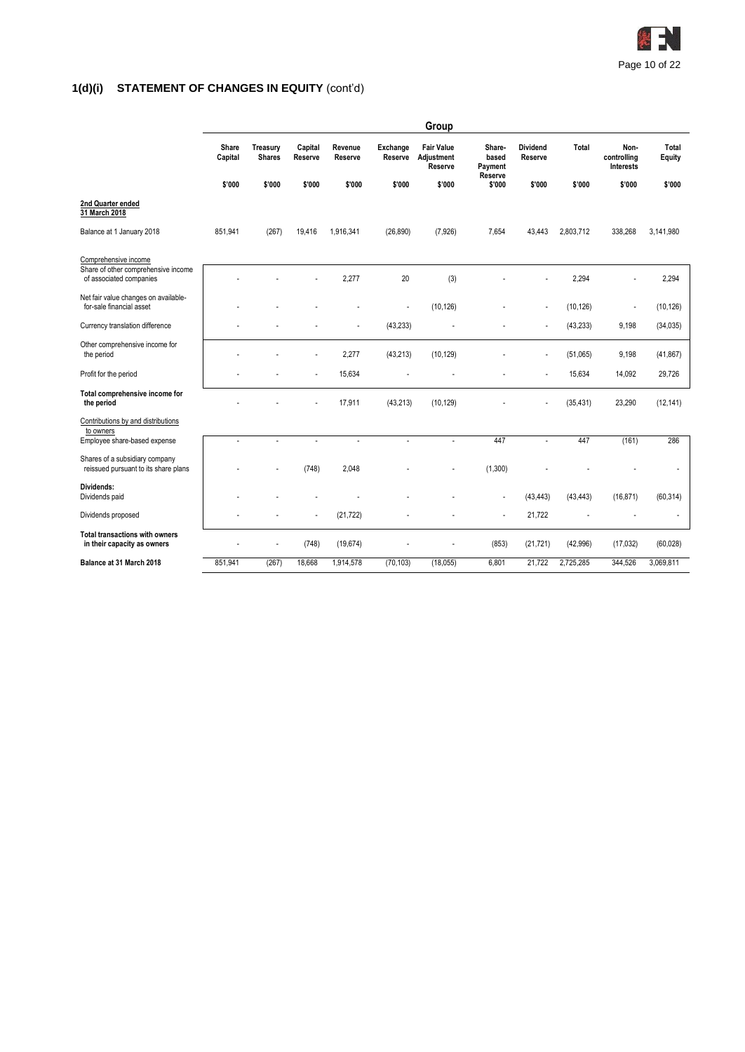## 1(d)(i) STATEMENT OF CHANGES IN EQUITY (cont'd)

| | Group | | | | | | | | | | |
|---|---|---|---|---|---|---|---|---|---|---|---|
| | Share Capital | Treasury Shares | Capital Reserve | Revenue Reserve | Exchange Reserve | Fair Value Adjustment Reserve | Share-based Payment Reserve | Dividend Reserve | Total | Non-controlling Interests | Total Equity |
| | $'000 | $'000 | $'000 | $'000 | $'000 | $'000 | $'000 | $'000 | | $'000 | $'000 |
| **2nd Quarter ended 31 March 2018** | | | | | | | | | | | |
| Balance at 1 January 2018 | 851,941 | (267) | 19,416 | 1,916,341 | (26,890) | (7,926) | 7,654 | 43,443 | 2,803,712 | 338,268 | 3,141,980 |
| Comprehensive income | | | | | | | | | | | |
| Share of other comprehensive income of associated companies | - | - | - | 2,277 | 20 | (3) | - | - | 2,294 | - | 2,294 |
| Net fair value changes on available-for-sale financial asset | - | - | - | - | - | (10,126) | - | - | (10,126) | - | (10,126) |
| Currency translation difference | - | - | - | - | (43,233) | - | - | - | (43,233) | 9,198 | (34,035) |
| Other comprehensive income for the period | - | - | - | 2,277 | (43,213) | (10,129) | - | - | (51,065) | 9,198 | (41,867) |
| Profit for the period | - | - | - | 15,634 | - | - | - | - | 15,634 | 14,092 | 29,726 |
| **Total comprehensive income for the period** | - | - | - | 17,911 | (43,213) | (10,129) | - | - | (35,431) | 23,290 | (12,141) |
| Contributions by and distributions to owners | | | | | | | | | | | |
| Employee share-based expense | - | - | - | - | - | - | 447 | - | 447 | (161) | 286 |
| Shares of a subsidiary company reissued pursuant to its share plans | - | - | (748) | 2,048 | - | - | (1,300) | - | - | - | - |
| **Dividends:** | | | | | | | | | | | |
| Dividends paid | - | - | - | - | - | - | - | (43,443) | (43,443) | (16,871) | (60,314) |
| Dividends proposed | - | - | - | (21,722) | - | - | - | 21,722 | - | - | - |
| **Total transactions with owners in their capacity as owners** | - | - | (748) | (19,674) | - | - | (853) | (21,721) | (42,996) | (17,032) | (60,028) |
| **Balance at 31 March 2018** | 851,941 | (267) | 18,668 | 1,914,578 | (70,103) | (18,055) | 6,801 | 21,722 | 2,725,285 | 344,526 | 3,069,811 |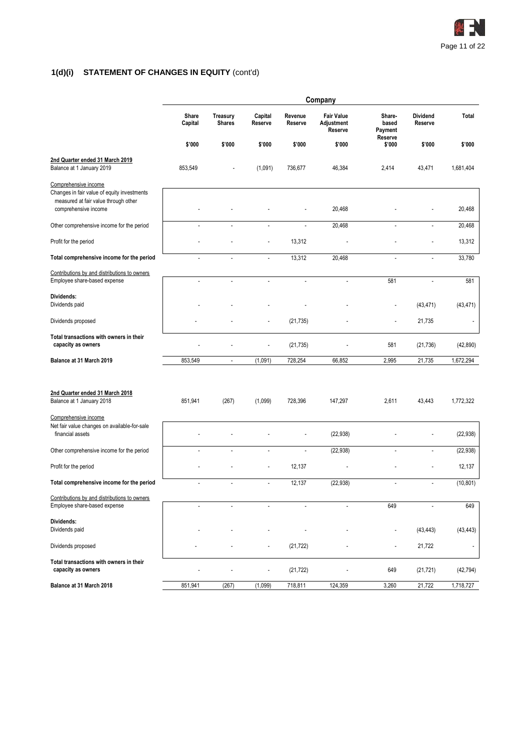## 1(d)(i) STATEMENT OF CHANGES IN EQUITY (cont'd)

| | Company | | | | | | | |
|---|---|---|---|---|---|---|---|---|
| | Share Capital | Treasury Shares | Capital Reserve | Revenue Reserve | Fair Value Adjustment Reserve | Share-based Payment Reserve | Dividend Reserve | Total |
| | $'000 | $'000 | $'000 | $'000 | $'000 | $'000 | $'000 | $'000 |
| **2nd Quarter ended 31 March 2019** | | | | | | | | |
| Balance at 1 January 2019 | 853,549 | - | (1,091) | 736,677 | 46,384 | 2,414 | 43,471 | 1,681,404 |
| Comprehensive income | | | | | | | | |
| Changes in fair value of equity investments measured at fair value through other comprehensive income | - | - | - | - | 20,468 | - | - | 20,468 |
| Other comprehensive income for the period | - | - | - | - | 20,468 | - | - | 20,468 |
| Profit for the period | - | - | - | 13,312 | - | - | - | 13,312 |
| **Total comprehensive income for the period** | - | - | - | 13,312 | 20,468 | - | - | 33,780 |
| Contributions by and distributions to owners | | | | | | | | |
| Employee share-based expense | - | - | - | - | - | 581 | - | 581 |
| **Dividends:** | | | | | | | | |
| Dividends paid | - | - | - | - | - | - | (43,471) | (43,471) |
| Dividends proposed | - | - | - | (21,735) | - | - | 21,735 | - |
| **Total transactions with owners in their capacity as owners** | - | - | - | (21,735) | - | 581 | (21,736) | (42,890) |
| **Balance at 31 March 2019** | 853,549 | - | (1,091) | 728,254 | 66,852 | 2,995 | 21,735 | 1,672,294 |
| | | | | | | | | |
| **2nd Quarter ended 31 March 2018** | | | | | | | | |
| Balance at 1 January 2018 | 851,941 | (267) | (1,099) | 728,396 | 147,297 | 2,611 | 43,443 | 1,772,322 |
| Comprehensive income | | | | | | | | |
| Net fair value changes on available-for-sale financial assets | - | - | - | - | (22,938) | - | - | (22,938) |
| Other comprehensive income for the period | - | - | - | - | (22,938) | - | - | (22,938) |
| Profit for the period | - | - | - | 12,137 | - | - | - | 12,137 |
| **Total comprehensive income for the period** | - | - | - | 12,137 | (22,938) | - | - | (10,801) |
| Contributions by and distributions to owners | | | | | | | | |
| Employee share-based expense | - | - | - | - | - | 649 | - | 649 |
| **Dividends:** | | | | | | | | |
| Dividends paid | - | - | - | - | - | - | (43,443) | (43,443) |
| Dividends proposed | - | - | - | (21,722) | - | - | 21,722 | - |
| **Total transactions with owners in their capacity as owners** | - | - | - | (21,722) | - | 649 | (21,721) | (42,794) |
| **Balance at 31 March 2018** | 851,941 | (267) | (1,099) | 718,811 | 124,359 | 3,260 | 21,722 | 1,718,727 |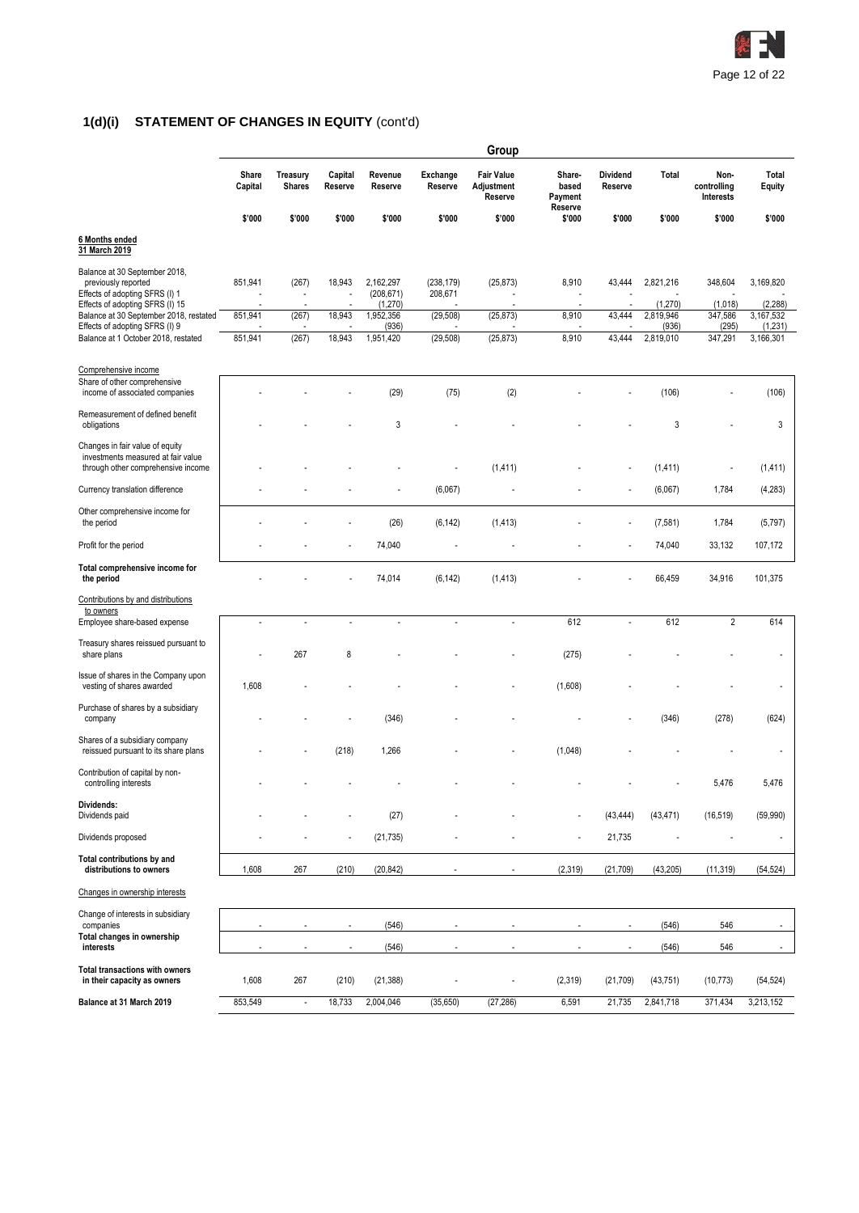## 1(d)(i) STATEMENT OF CHANGES IN EQUITY (cont'd)

| | Group | | | | | | | | | | |
|---|---|---|---|---|---|---|---|---|---|---|---|
| | Share Capital | Treasury Shares | Capital Reserve | Revenue Reserve | Exchange Reserve | Fair Value Adjustment Reserve | Share-based Payment Reserve | Dividend Reserve | Total | Non-controlling Interests | Total Equity |
| | $'000 | $'000 | $'000 | $'000 | $'000 | $'000 | $'000 | $'000 | $'000 | $'000 | $'000 |
| **6 Months ended 31 March 2019** | | | | | | | | | | | |
| Balance at 30 September 2018, previously reported | 851,941 | (267) | 18,943 | 2,162,297 | (238,179) | (25,873) | 8,910 | 43,444 | 2,821,216 | 348,604 | 3,169,820 |
| Effects of adopting SFRS (I) 1 | - | - | - | (208,671) | 208,671 | - | - | - | - | - | - |
| Effects of adopting SFRS (I) 15 | - | - | - | (1,270) | - | - | - | - | (1,270) | (1,018) | (2,288) |
| Balance at 30 September 2018, restated | 851,941 | (267) | 18,943 | 1,952,356 | (29,508) | (25,873) | 8,910 | 43,444 | 2,819,946 | 347,586 | 3,167,532 |
| Effects of adopting SFRS (I) 9 | - | - | - | (936) | - | - | - | - | (936) | (295) | (1,231) |
| Balance at 1 October 2018, restated | 851,941 | (267) | 18,943 | 1,951,420 | (29,508) | (25,873) | 8,910 | 43,444 | 2,819,010 | 347,291 | 3,166,301 |
| Comprehensive income | | | | | | | | | | | |
| Share of other comprehensive income of associated companies | - | - | - | (29) | (75) | (2) | - | - | (106) | - | (106) |
| Remeasurement of defined benefit obligations | - | - | - | 3 | - | - | - | - | 3 | - | 3 |
| Changes in fair value of equity investments measured at fair value through other comprehensive income | - | - | - | - | - | (1,411) | - | - | (1,411) | - | (1,411) |
| Currency translation difference | - | - | - | - | (6,067) | - | - | - | (6,067) | 1,784 | (4,283) |
| Other comprehensive income for the period | - | - | - | (26) | (6,142) | (1,413) | - | - | (7,581) | 1,784 | (5,797) |
| Profit for the period | - | - | - | 74,040 | - | - | - | - | 74,040 | 33,132 | 107,172 |
| **Total comprehensive income for the period** | - | - | - | 74,014 | (6,142) | (1,413) | - | - | 66,459 | 34,916 | 101,375 |
| Contributions by and distributions to owners | | | | | | | | | | | |
| Employee share-based expense | - | - | - | - | - | - | 612 | - | 612 | 2 | 614 |
| Treasury shares reissued pursuant to share plans | - | 267 | 8 | - | - | - | (275) | - | - | - | - |
| Issue of shares in the Company upon vesting of shares awarded | 1,608 | - | - | - | - | - | (1,608) | - | - | - | - |
| Purchase of shares by a subsidiary company | - | - | - | (346) | - | - | - | - | (346) | (278) | (624) |
| Shares of a subsidiary company reissued pursuant to its share plans | - | - | (218) | 1,266 | - | - | (1,048) | - | - | - | - |
| Contribution of capital by non-controlling interests | - | - | - | - | - | - | - | - | - | 5,476 | 5,476 |
| **Dividends:** | | | | | | | | | | | |
| Dividends paid | - | - | - | (27) | - | - | - | (43,444) | (43,471) | (16,519) | (59,990) |
| Dividends proposed | - | - | - | (21,735) | - | - | - | 21,735 | - | - | - |
| **Total contributions by and distributions to owners** | 1,608 | 267 | (210) | (20,842) | - | - | (2,319) | (21,709) | (43,205) | (11,319) | (54,524) |
| Changes in ownership interests | | | | | | | | | | | |
| Change of interests in subsidiary companies | - | - | - | (546) | - | - | - | - | (546) | 546 | - |
| **Total changes in ownership interests** | - | - | - | (546) | - | - | - | - | (546) | 546 | - |
| **Total transactions with owners in their capacity as owners** | 1,608 | 267 | (210) | (21,388) | - | - | (2,319) | (21,709) | (43,751) | (10,773) | (54,524) |
| **Balance at 31 March 2019** | 853,549 | - | 18,733 | 2,004,046 | (35,650) | (27,286) | 6,591 | 21,735 | 2,841,718 | 371,434 | 3,213,152 |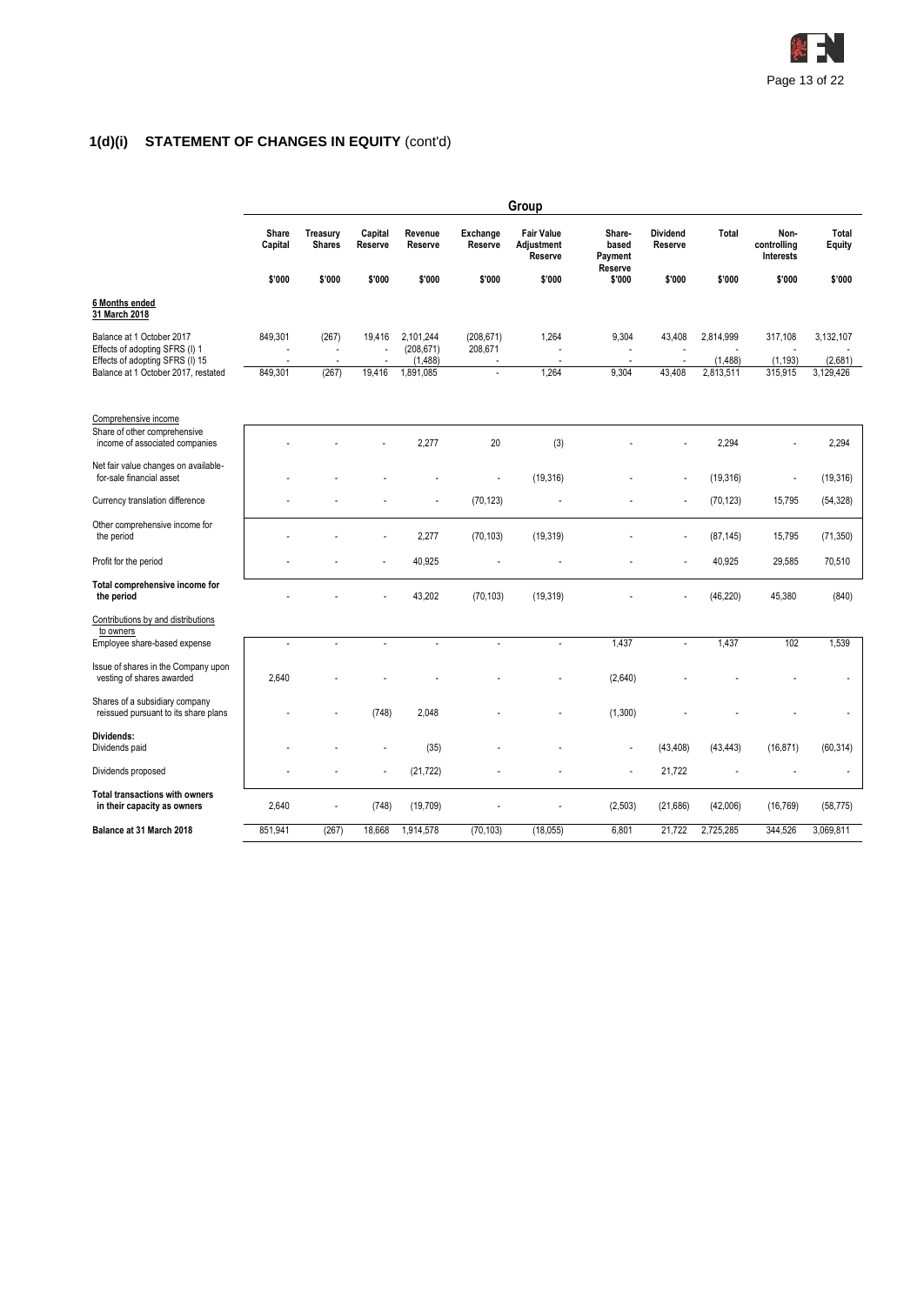## 1(d)(i) STATEMENT OF CHANGES IN EQUITY (cont'd)

| | Group | | | | | | | | | | |
|---|---|---|---|---|---|---|---|---|---|---|---|
| | Share Capital | Treasury Shares | Capital Reserve | Revenue Reserve | Exchange Reserve | Fair Value Adjustment Reserve | Share-based Payment Reserve | Dividend Reserve | Total | Non-controlling Interests | Total Equity |
| | $'000 | $'000 | $'000 | $'000 | $'000 | $'000 | $'000 | $'000 | $'000 | $'000 | $'000 |
| **6 Months ended 31 March 2018** | | | | | | | | | | | |
| Balance at 1 October 2017 | 849,301 | (267) | 19,416 | 2,101,244 | (208,671) | 1,264 | 9,304 | 43,408 | 2,814,999 | 317,108 | 3,132,107 |
| Effects of adopting SFRS (I) 1 | - | - | - | (208,671) | 208,671 | - | - | - | - | - | - |
| Effects of adopting SFRS (I) 15 | - | - | - | (1,488) | - | - | - | - | (1,488) | (1,193) | (2,681) |
| Balance at 1 October 2017, restated | 849,301 | (267) | 19,416 | 1,891,085 | - | 1,264 | 9,304 | 43,408 | 2,813,511 | 315,915 | 3,129,426 |
| Comprehensive income | | | | | | | | | | | |
| Share of other comprehensive income of associated companies | - | - | - | 2,277 | 20 | (3) | - | - | 2,294 | - | 2,294 |
| Net fair value changes on available-for-sale financial asset | - | - | - | - | - | (19,316) | - | - | (19,316) | - | (19,316) |
| Currency translation difference | - | - | - | - | (70,123) | - | - | - | (70,123) | 15,795 | (54,328) |
| Other comprehensive income for the period | - | - | - | 2,277 | (70,103) | (19,319) | - | - | (87,145) | 15,795 | (71,350) |
| Profit for the period | - | - | - | 40,925 | - | - | - | - | 40,925 | 29,585 | 70,510 |
| **Total comprehensive income for the period** | - | - | - | 43,202 | (70,103) | (19,319) | - | - | (46,220) | 45,380 | (840) |
| Contributions by and distributions to owners | | | | | | | | | | | |
| Employee share-based expense | - | - | - | - | - | - | 1,437 | - | 1,437 | 102 | 1,539 |
| Issue of shares in the Company upon vesting of shares awarded | 2,640 | - | - | - | - | - | (2,640) | - | - | - | - |
| Shares of a subsidiary company reissued pursuant to its share plans | - | - | (748) | 2,048 | - | - | (1,300) | - | - | - | - |
| **Dividends:** | | | | | | | | | | | |
| Dividends paid | - | - | - | (35) | - | - | - | (43,408) | (43,443) | (16,871) | (60,314) |
| Dividends proposed | - | - | - | (21,722) | - | - | - | 21,722 | - | - | - |
| **Total transactions with owners in their capacity as owners** | 2,640 | - | (748) | (19,709) | - | - | (2,503) | (21,686) | (42,006) | (16,769) | (58,775) |
| **Balance at 31 March 2018** | 851,941 | (267) | 18,668 | 1,914,578 | (70,103) | (18,055) | 6,801 | 21,722 | 2,725,285 | 344,526 | 3,069,811 |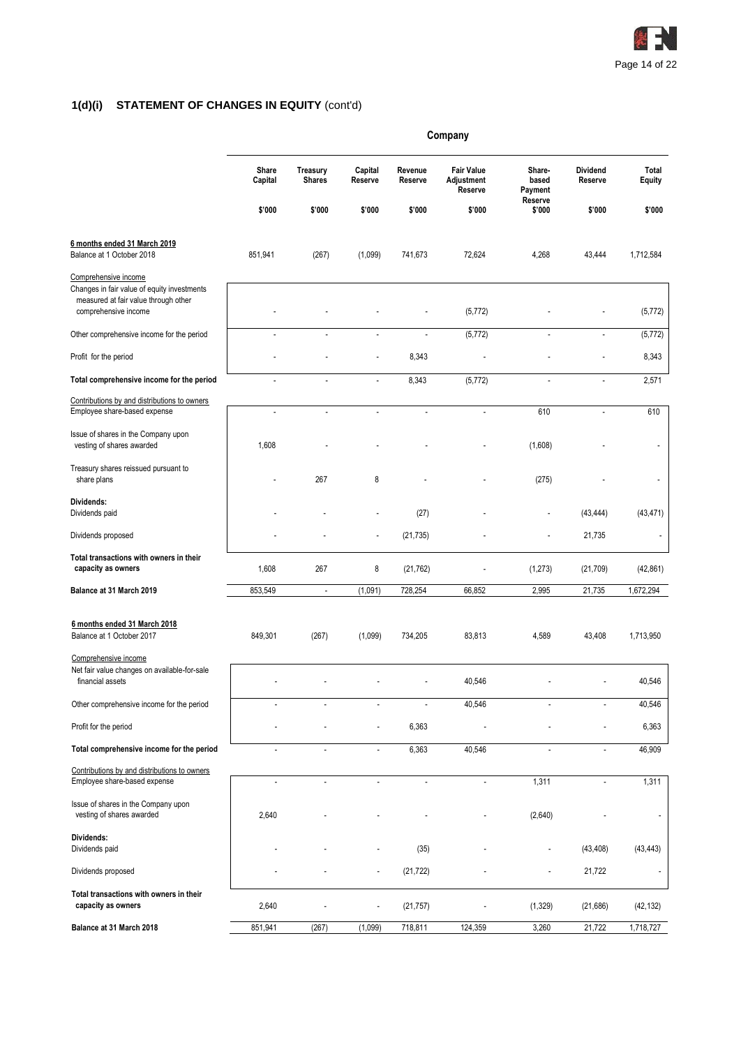## 1(d)(i) STATEMENT OF CHANGES IN EQUITY (cont'd)

| | Company | | | | | | | |
|---|---|---|---|---|---|---|---|---|
| | Share Capital | Treasury Shares | Capital Reserve | Revenue Reserve | Fair Value Adjustment Reserve | Share-based Payment Reserve | Dividend Reserve | Total Equity |
| | $'000 | $'000 | $'000 | $'000 | $'000 | $'000 | $'000 | $'000 |
| **6 months ended 31 March 2019** | | | | | | | | |
| Balance at 1 October 2018 | 851,941 | (267) | (1,099) | 741,673 | 72,624 | 4,268 | 43,444 | 1,712,584 |
| Comprehensive income | | | | | | | | |
| Changes in fair value of equity investments measured at fair value through other comprehensive income | - | - | - | - | (5,772) | - | - | (5,772) |
| Other comprehensive income for the period | - | - | - | - | (5,772) | - | - | (5,772) |
| Profit for the period | - | - | - | 8,343 | - | - | - | 8,343 |
| **Total comprehensive income for the period** | - | - | - | 8,343 | (5,772) | - | - | 2,571 |
| Contributions by and distributions to owners | | | | | | | | |
| Employee share-based expense | - | - | - | - | - | 610 | - | 610 |
| Issue of shares in the Company upon vesting of shares awarded | 1,608 | - | - | - | - | (1,608) | - | - |
| Treasury shares reissued pursuant to share plans | - | 267 | 8 | - | - | (275) | - | - |
| **Dividends:** | | | | | | | | |
| Dividends paid | - | - | - | (27) | - | - | (43,444) | (43,471) |
| Dividends proposed | - | - | - | (21,735) | - | - | 21,735 | - |
| **Total transactions with owners in their capacity as owners** | 1,608 | 267 | 8 | (21,762) | - | (1,273) | (21,709) | (42,861) |
| **Balance at 31 March 2019** | 853,549 | - | (1,091) | 728,254 | 66,852 | 2,995 | 21,735 | 1,672,294 |
| **6 months ended 31 March 2018** | | | | | | | | |
| Balance at 1 October 2017 | 849,301 | (267) | (1,099) | 734,205 | 83,813 | 4,589 | 43,408 | 1,713,950 |
| Comprehensive income | | | | | | | | |
| Net fair value changes on available-for-sale financial assets | - | - | - | - | 40,546 | - | - | 40,546 |
| Other comprehensive income for the period | - | - | - | - | 40,546 | - | - | 40,546 |
| Profit for the period | - | - | - | 6,363 | - | - | - | 6,363 |
| **Total comprehensive income for the period** | - | - | - | 6,363 | 40,546 | - | - | 46,909 |
| Contributions by and distributions to owners | | | | | | | | |
| Employee share-based expense | - | - | - | - | - | 1,311 | - | 1,311 |
| Issue of shares in the Company upon vesting of shares awarded | 2,640 | - | - | - | - | (2,640) | - | - |
| **Dividends:** | | | | | | | | |
| Dividends paid | - | - | - | (35) | - | - | (43,408) | (43,443) |
| Dividends proposed | - | - | - | (21,722) | - | - | 21,722 | - |
| **Total transactions with owners in their capacity as owners** | 2,640 | - | - | (21,757) | - | (1,329) | (21,686) | (42,132) |
| **Balance at 31 March 2018** | 851,941 | (267) | (1,099) | 718,811 | 124,359 | 3,260 | 21,722 | 1,718,727 |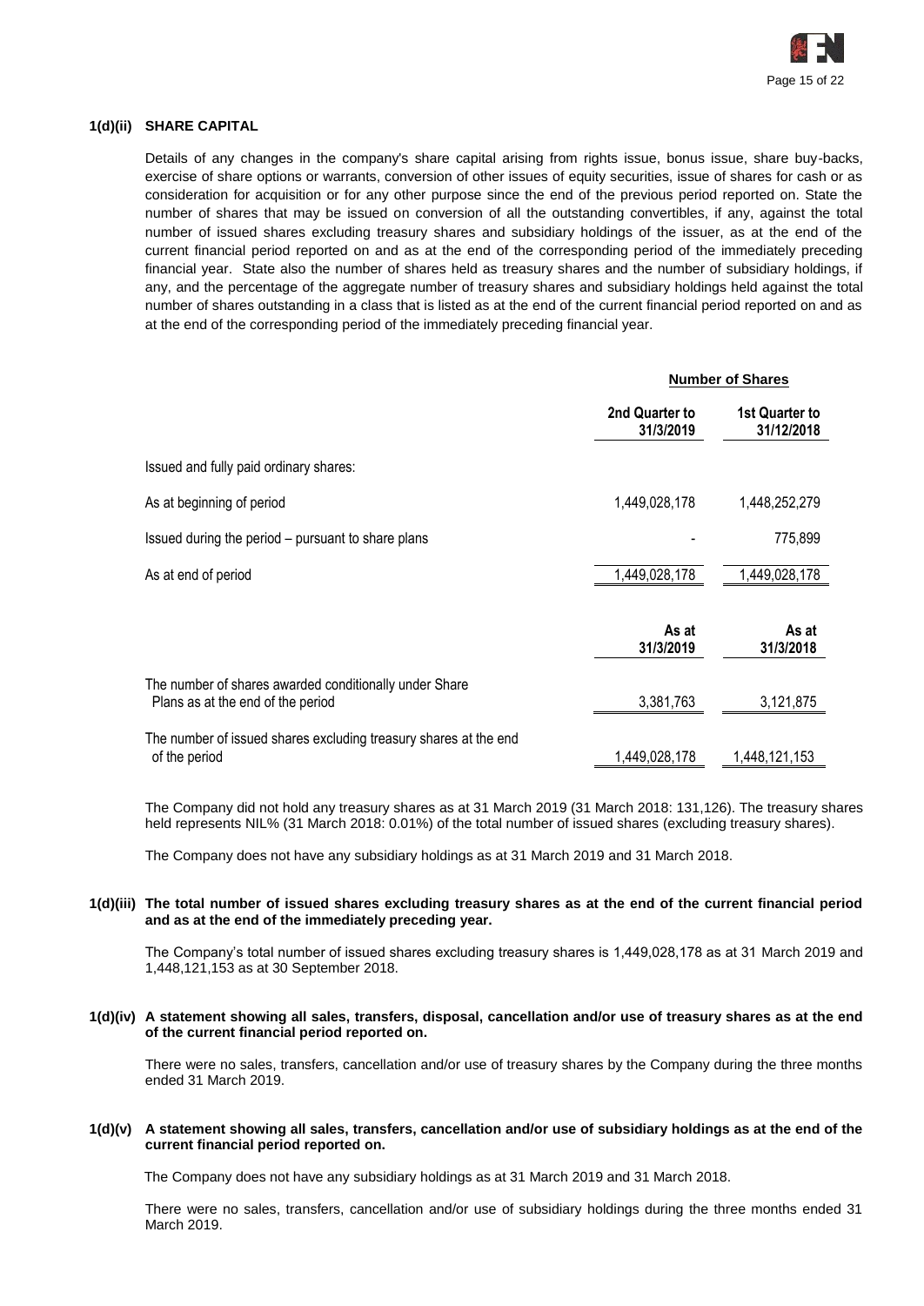**1(d)(ii) SHARE CAPITAL**

Details of any changes in the company's share capital arising from rights issue, bonus issue, share buy-backs, exercise of share options or warrants, conversion of other issues of equity securities, issue of shares for cash or as consideration for acquisition or for any other purpose since the end of the previous period reported on. State the number of shares that may be issued on conversion of all the outstanding convertibles, if any, against the total number of issued shares excluding treasury shares and subsidiary holdings of the issuer, as at the end of the current financial period reported on and as at the end of the corresponding period of the immediately preceding financial year. State also the number of shares held as treasury shares and the number of subsidiary holdings, if any, and the percentage of the aggregate number of treasury shares and subsidiary holdings held against the total number of shares outstanding in a class that is listed as at the end of the current financial period reported on and as at the end of the corresponding period of the immediately preceding financial year.

| | **Number of Shares** | |
|---|---|---|
| | **2nd Quarter to 31/3/2019** | **1st Quarter to 31/12/2018** |
| Issued and fully paid ordinary shares: | | |
| As at beginning of period | 1,449,028,178 | 1,448,252,279 |
| Issued during the period – pursuant to share plans | - | 775,899 |
| As at end of period | 1,449,028,178 | 1,449,028,178 |
| | **As at 31/3/2019** | **As at 31/3/2018** |
| The number of shares awarded conditionally under Share Plans as at the end of the period | 3,381,763 | 3,121,875 |
| The number of issued shares excluding treasury shares at the end of the period | 1,449,028,178 | 1,448,121,153 |

The Company did not hold any treasury shares as at 31 March 2019 (31 March 2018: 131,126). The treasury shares held represents NIL% (31 March 2018: 0.01%) of the total number of issued shares (excluding treasury shares).

The Company does not have any subsidiary holdings as at 31 March 2019 and 31 March 2018.

**1(d)(iii) The total number of issued shares excluding treasury shares as at the end of the current financial period and as at the end of the immediately preceding year.**

The Company's total number of issued shares excluding treasury shares is 1,449,028,178 as at 31 March 2019 and 1,448,121,153 as at 30 September 2018.

**1(d)(iv) A statement showing all sales, transfers, disposal, cancellation and/or use of treasury shares as at the end of the current financial period reported on.**

There were no sales, transfers, cancellation and/or use of treasury shares by the Company during the three months ended 31 March 2019.

**1(d)(v) A statement showing all sales, transfers, cancellation and/or use of subsidiary holdings as at the end of the current financial period reported on.**

The Company does not have any subsidiary holdings as at 31 March 2019 and 31 March 2018.

There were no sales, transfers, cancellation and/or use of subsidiary holdings during the three months ended 31 March 2019.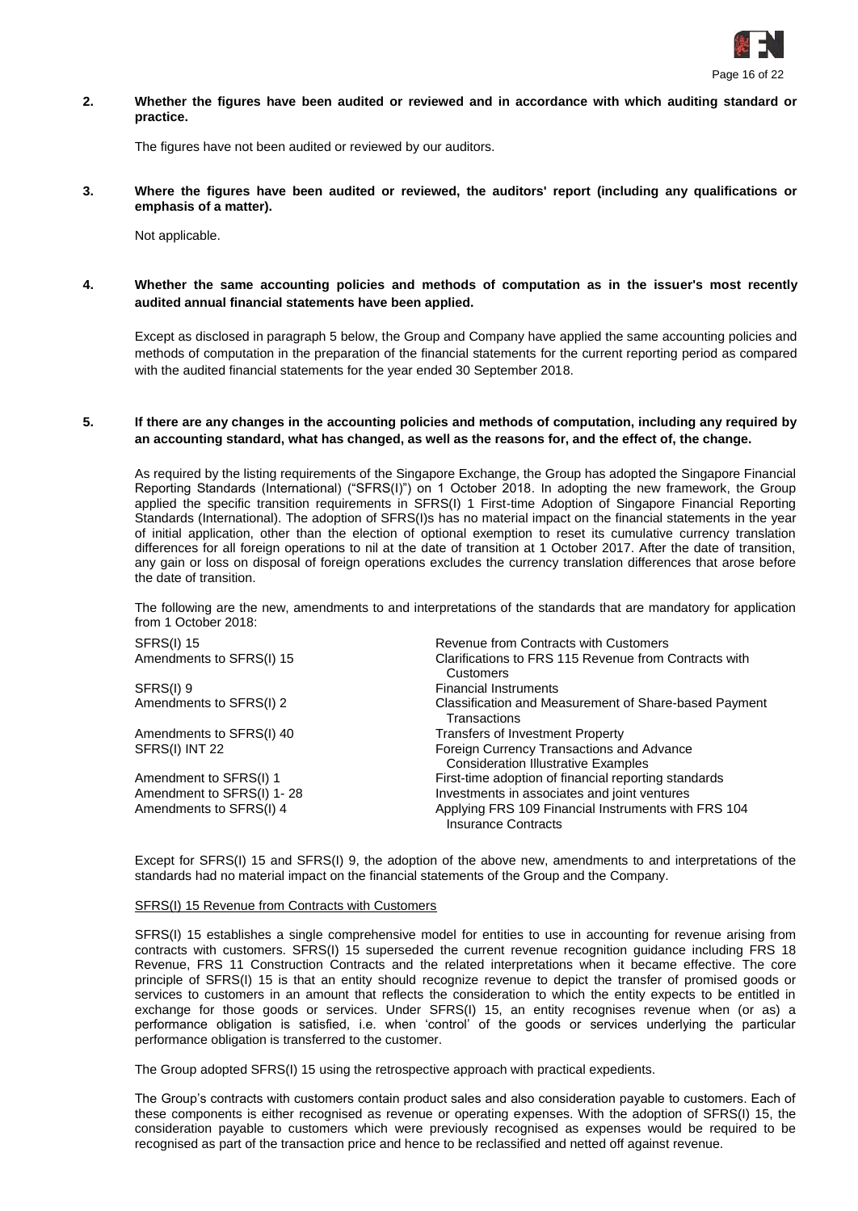**2. Whether the figures have been audited or reviewed and in accordance with which auditing standard or practice.**

The figures have not been audited or reviewed by our auditors.

**3. Where the figures have been audited or reviewed, the auditors' report (including any qualifications or emphasis of a matter).**

Not applicable.

**4. Whether the same accounting policies and methods of computation as in the issuer's most recently audited annual financial statements have been applied.**

Except as disclosed in paragraph 5 below, the Group and Company have applied the same accounting policies and methods of computation in the preparation of the financial statements for the current reporting period as compared with the audited financial statements for the year ended 30 September 2018.

**5. If there are any changes in the accounting policies and methods of computation, including any required by an accounting standard, what has changed, as well as the reasons for, and the effect of, the change.**

As required by the listing requirements of the Singapore Exchange, the Group has adopted the Singapore Financial Reporting Standards (International) ("SFRS(I)") on 1 October 2018. In adopting the new framework, the Group applied the specific transition requirements in SFRS(I) 1 First-time Adoption of Singapore Financial Reporting Standards (International). The adoption of SFRS(I)s has no material impact on the financial statements in the year of initial application, other than the election of optional exemption to reset its cumulative currency translation differences for all foreign operations to nil at the date of transition at 1 October 2017. After the date of transition, any gain or loss on disposal of foreign operations excludes the currency translation differences that arose before the date of transition.

The following are the new, amendments to and interpretations of the standards that are mandatory for application from 1 October 2018:

| | |
|---|---|
| SFRS(I) 15 | Revenue from Contracts with Customers |
| Amendments to SFRS(I) 15 | Clarifications to FRS 115 Revenue from Contracts with Customers |
| SFRS(I) 9 | Financial Instruments |
| Amendments to SFRS(I) 2 | Classification and Measurement of Share-based Payment Transactions |
| Amendments to SFRS(I) 40 | Transfers of Investment Property |
| SFRS(I) INT 22 | Foreign Currency Transactions and Advance Consideration Illustrative Examples |
| Amendment to SFRS(I) 1 | First-time adoption of financial reporting standards |
| Amendment to SFRS(I) 1- 28 | Investments in associates and joint ventures |
| Amendments to SFRS(I) 4 | Applying FRS 109 Financial Instruments with FRS 104 Insurance Contracts |

Except for SFRS(I) 15 and SFRS(I) 9, the adoption of the above new, amendments to and interpretations of the standards had no material impact on the financial statements of the Group and the Company.

SFRS(I) 15 Revenue from Contracts with Customers

SFRS(I) 15 establishes a single comprehensive model for entities to use in accounting for revenue arising from contracts with customers. SFRS(I) 15 superseded the current revenue recognition guidance including FRS 18 Revenue, FRS 11 Construction Contracts and the related interpretations when it became effective. The core principle of SFRS(I) 15 is that an entity should recognize revenue to depict the transfer of promised goods or services to customers in an amount that reflects the consideration to which the entity expects to be entitled in exchange for those goods or services. Under SFRS(I) 15, an entity recognises revenue when (or as) a performance obligation is satisfied, i.e. when 'control' of the goods or services underlying the particular performance obligation is transferred to the customer.

The Group adopted SFRS(I) 15 using the retrospective approach with practical expedients.

The Group's contracts with customers contain product sales and also consideration payable to customers. Each of these components is either recognised as revenue or operating expenses. With the adoption of SFRS(I) 15, the consideration payable to customers which were previously recognised as expenses would be required to be recognised as part of the transaction price and hence to be reclassified and netted off against revenue.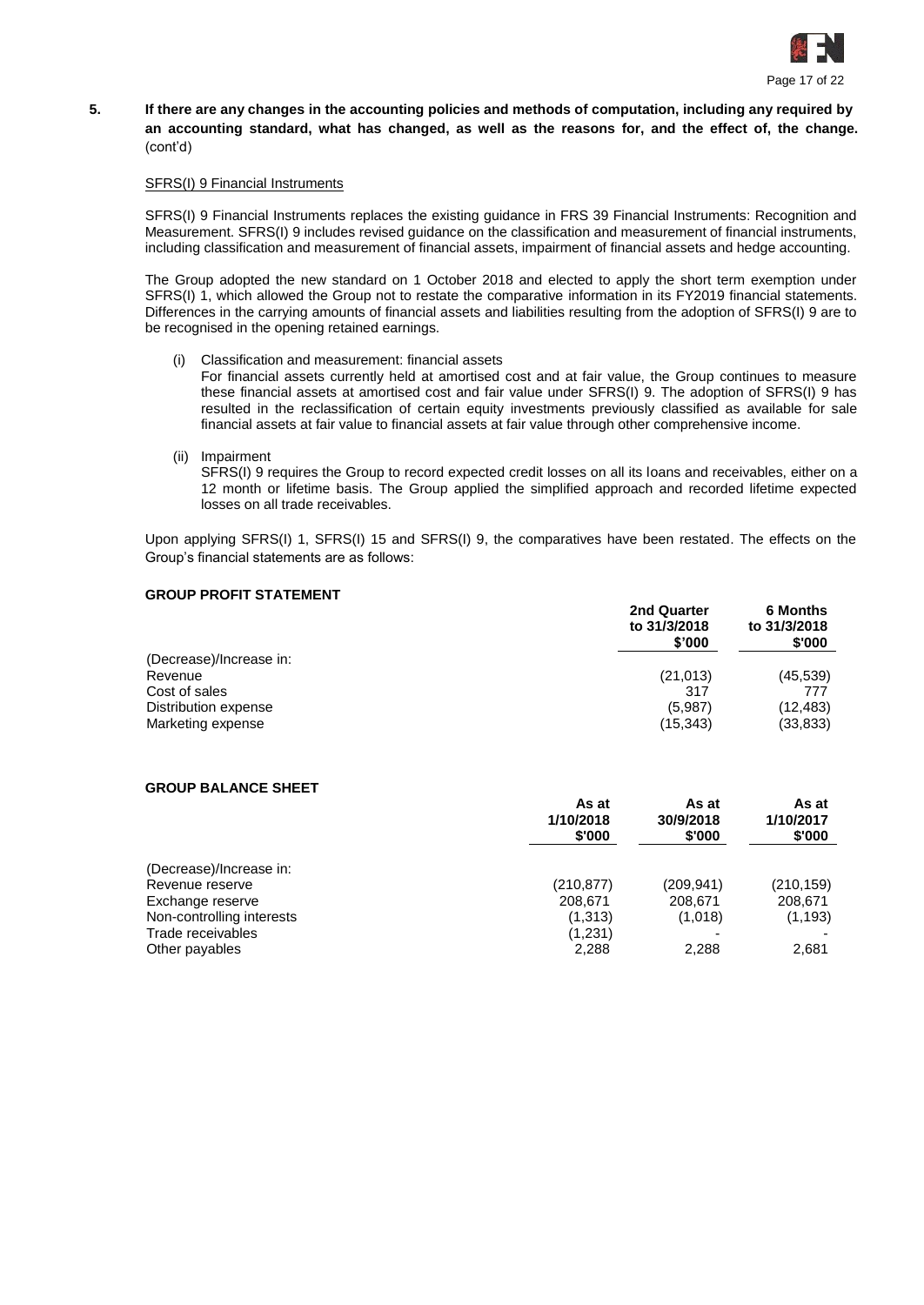**5. If there are any changes in the accounting policies and methods of computation, including any required by an accounting standard, what has changed, as well as the reasons for, and the effect of, the change.** (cont'd)

SFRS(I) 9 Financial Instruments

SFRS(I) 9 Financial Instruments replaces the existing guidance in FRS 39 Financial Instruments: Recognition and Measurement. SFRS(I) 9 includes revised guidance on the classification and measurement of financial instruments, including classification and measurement of financial assets, impairment of financial assets and hedge accounting.

The Group adopted the new standard on 1 October 2018 and elected to apply the short term exemption under SFRS(I) 1, which allowed the Group not to restate the comparative information in its FY2019 financial statements. Differences in the carrying amounts of financial assets and liabilities resulting from the adoption of SFRS(I) 9 are to be recognised in the opening retained earnings.

(i) Classification and measurement: financial assets
For financial assets currently held at amortised cost and at fair value, the Group continues to measure these financial assets at amortised cost and fair value under SFRS(I) 9. The adoption of SFRS(I) 9 has resulted in the reclassification of certain equity investments previously classified as available for sale financial assets at fair value to financial assets at fair value through other comprehensive income.

(ii) Impairment
SFRS(I) 9 requires the Group to record expected credit losses on all its loans and receivables, either on a 12 month or lifetime basis. The Group applied the simplified approach and recorded lifetime expected losses on all trade receivables.

Upon applying SFRS(I) 1, SFRS(I) 15 and SFRS(I) 9, the comparatives have been restated. The effects on the Group's financial statements are as follows:

**GROUP PROFIT STATEMENT**

| | 2nd Quarter to 31/3/2018 $'000 | 6 Months to 31/3/2018 $'000 |
|---|---|---|
| (Decrease)/Increase in: | | |
| Revenue | (21,013) | (45,539) |
| Cost of sales | 317 | 777 |
| Distribution expense | (5,987) | (12,483) |
| Marketing expense | (15,343) | (33,833) |

**GROUP BALANCE SHEET**

| | As at 1/10/2018 $'000 | As at 30/9/2018 $'000 | As at 1/10/2017 $'000 |
|---|---|---|---|
| (Decrease)/Increase in: | | | |
| Revenue reserve | (210,877) | (209,941) | (210,159) |
| Exchange reserve | 208,671 | 208,671 | 208,671 |
| Non-controlling interests | (1,313) | (1,018) | (1,193) |
| Trade receivables | (1,231) | - | - |
| Other payables | 2,288 | 2,288 | 2,681 |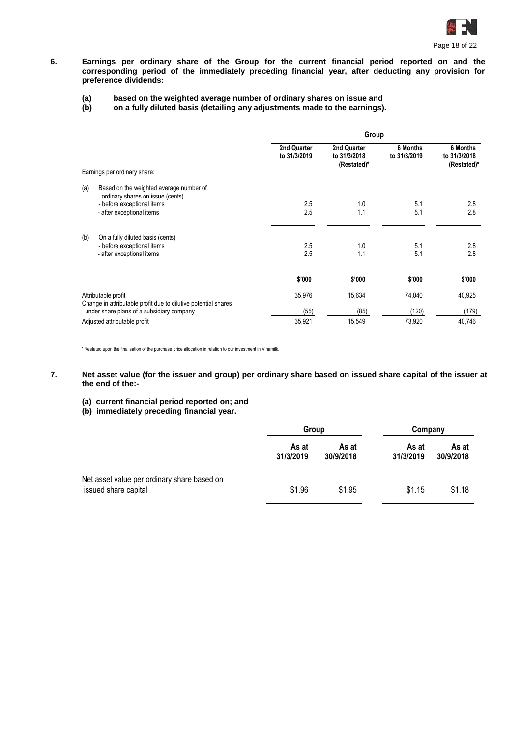**6. Earnings per ordinary share of the Group for the current financial period reported on and the corresponding period of the immediately preceding financial year, after deducting any provision for preference dividends:**

**(a) based on the weighted average number of ordinary shares on issue and**
**(b) on a fully diluted basis (detailing any adjustments made to the earnings).**

| | Group | | | |
|---|---|---|---|---|
| | 2nd Quarter to 31/3/2019 | 2nd Quarter to 31/3/2018 (Restated)* | 6 Months to 31/3/2019 | 6 Months to 31/3/2018 (Restated)* |
| Earnings per ordinary share: | | | | |
| (a) Based on the weighted average number of ordinary shares on issue (cents) | | | | |
| - before exceptional items | 2.5 | 1.0 | 5.1 | 2.8 |
| - after exceptional items | 2.5 | 1.1 | 5.1 | 2.8 |
| (b) On a fully diluted basis (cents) | | | | |
| - before exceptional items | 2.5 | 1.0 | 5.1 | 2.8 |
| - after exceptional items | 2.5 | 1.1 | 5.1 | 2.8 |
| | $'000 | $'000 | $'000 | $'000 |
| Attributable profit | 35,976 | 15,634 | 74,040 | 40,925 |
| Change in attributable profit due to dilutive potential shares under share plans of a subsidiary company | (55) | (85) | (120) | (179) |
| Adjusted attributable profit | 35,921 | 15,549 | 73,920 | 40,746 |

* Restated upon the finalisation of the purchase price allocation in relation to our investment in Vinamilk.

**7. Net asset value (for the issuer and group) per ordinary share based on issued share capital of the issuer at the end of the:-**

**(a) current financial period reported on; and**
**(b) immediately preceding financial year.**

| | Group | | Company | |
|---|---|---|---|---|
| | As at 31/3/2019 | As at 30/9/2018 | As at 31/3/2019 | As at 30/9/2018 |
| Net asset value per ordinary share based on issued share capital | $1.96 | $1.95 | $1.15 | $1.18 |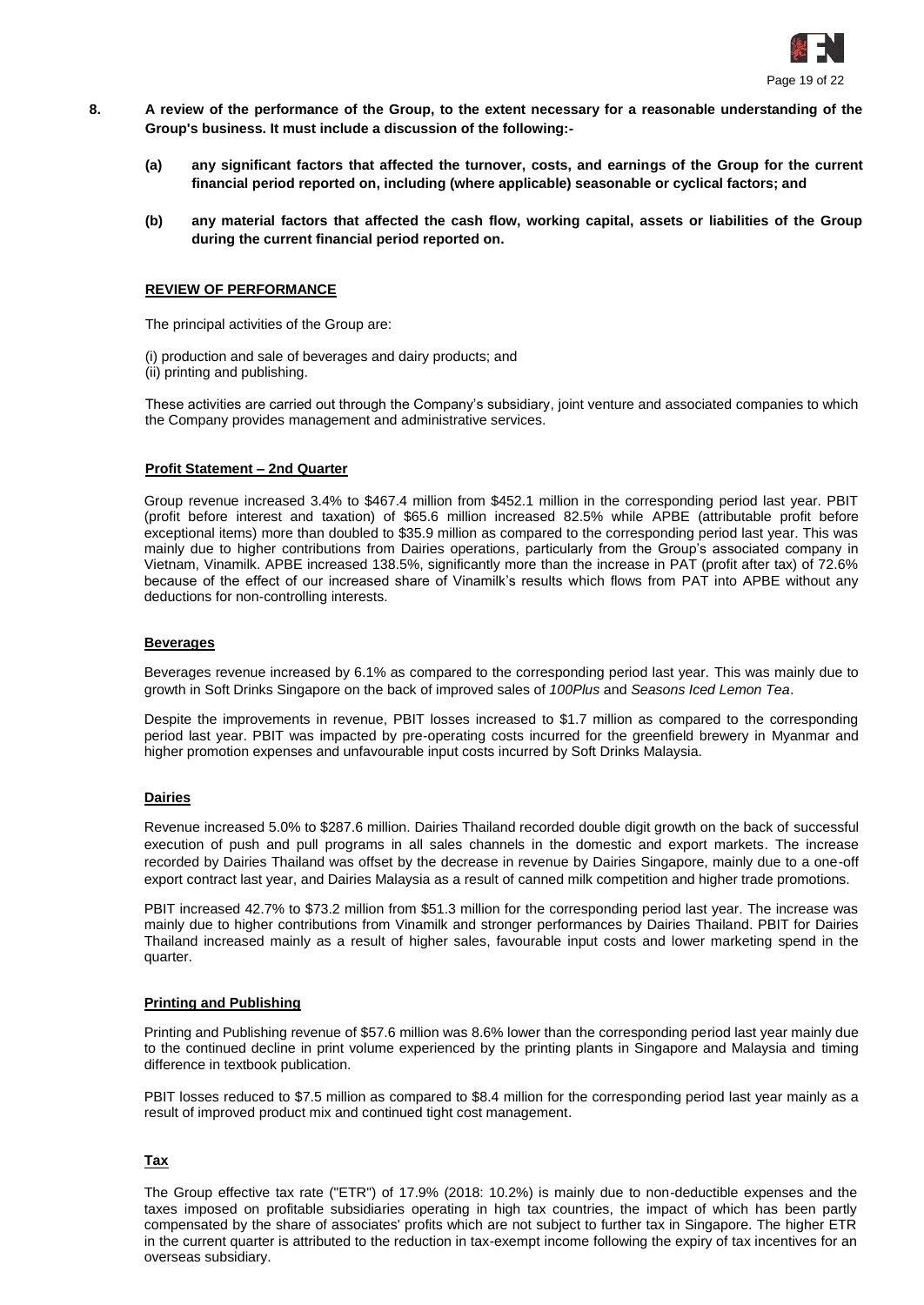**8. A review of the performance of the Group, to the extent necessary for a reasonable understanding of the Group's business. It must include a discussion of the following:-**

> **(a) any significant factors that affected the turnover, costs, and earnings of the Group for the current financial period reported on, including (where applicable) seasonable or cyclical factors; and**
>
> **(b) any material factors that affected the cash flow, working capital, assets or liabilities of the Group during the current financial period reported on.**

**REVIEW OF PERFORMANCE**

The principal activities of the Group are:

(i) production and sale of beverages and dairy products; and
(ii) printing and publishing.

These activities are carried out through the Company's subsidiary, joint venture and associated companies to which the Company provides management and administrative services.

**Profit Statement – 2nd Quarter**

Group revenue increased 3.4% to $467.4 million from $452.1 million in the corresponding period last year. PBIT (profit before interest and taxation) of $65.6 million increased 82.5% while APBE (attributable profit before exceptional items) more than doubled to $35.9 million as compared to the corresponding period last year. This was mainly due to higher contributions from Dairies operations, particularly from the Group's associated company in Vietnam, Vinamilk. APBE increased 138.5%, significantly more than the increase in PAT (profit after tax) of 72.6% because of the effect of our increased share of Vinamilk's results which flows from PAT into APBE without any deductions for non-controlling interests.

**Beverages**

Beverages revenue increased by 6.1% as compared to the corresponding period last year. This was mainly due to growth in Soft Drinks Singapore on the back of improved sales of *100Plus* and *Seasons Iced Lemon Tea*.

Despite the improvements in revenue, PBIT losses increased to $1.7 million as compared to the corresponding period last year. PBIT was impacted by pre-operating costs incurred for the greenfield brewery in Myanmar and higher promotion expenses and unfavourable input costs incurred by Soft Drinks Malaysia.

**Dairies**

Revenue increased 5.0% to $287.6 million. Dairies Thailand recorded double digit growth on the back of successful execution of push and pull programs in all sales channels in the domestic and export markets. The increase recorded by Dairies Thailand was offset by the decrease in revenue by Dairies Singapore, mainly due to a one-off export contract last year, and Dairies Malaysia as a result of canned milk competition and higher trade promotions.

PBIT increased 42.7% to $73.2 million from $51.3 million for the corresponding period last year. The increase was mainly due to higher contributions from Vinamilk and stronger performances by Dairies Thailand. PBIT for Dairies Thailand increased mainly as a result of higher sales, favourable input costs and lower marketing spend in the quarter.

**Printing and Publishing**

Printing and Publishing revenue of $57.6 million was 8.6% lower than the corresponding period last year mainly due to the continued decline in print volume experienced by the printing plants in Singapore and Malaysia and timing difference in textbook publication.

PBIT losses reduced to $7.5 million as compared to $8.4 million for the corresponding period last year mainly as a result of improved product mix and continued tight cost management.

**Tax**

The Group effective tax rate ("ETR") of 17.9% (2018: 10.2%) is mainly due to non-deductible expenses and the taxes imposed on profitable subsidiaries operating in high tax countries, the impact of which has been partly compensated by the share of associates' profits which are not subject to further tax in Singapore. The higher ETR in the current quarter is attributed to the reduction in tax-exempt income following the expiry of tax incentives for an overseas subsidiary.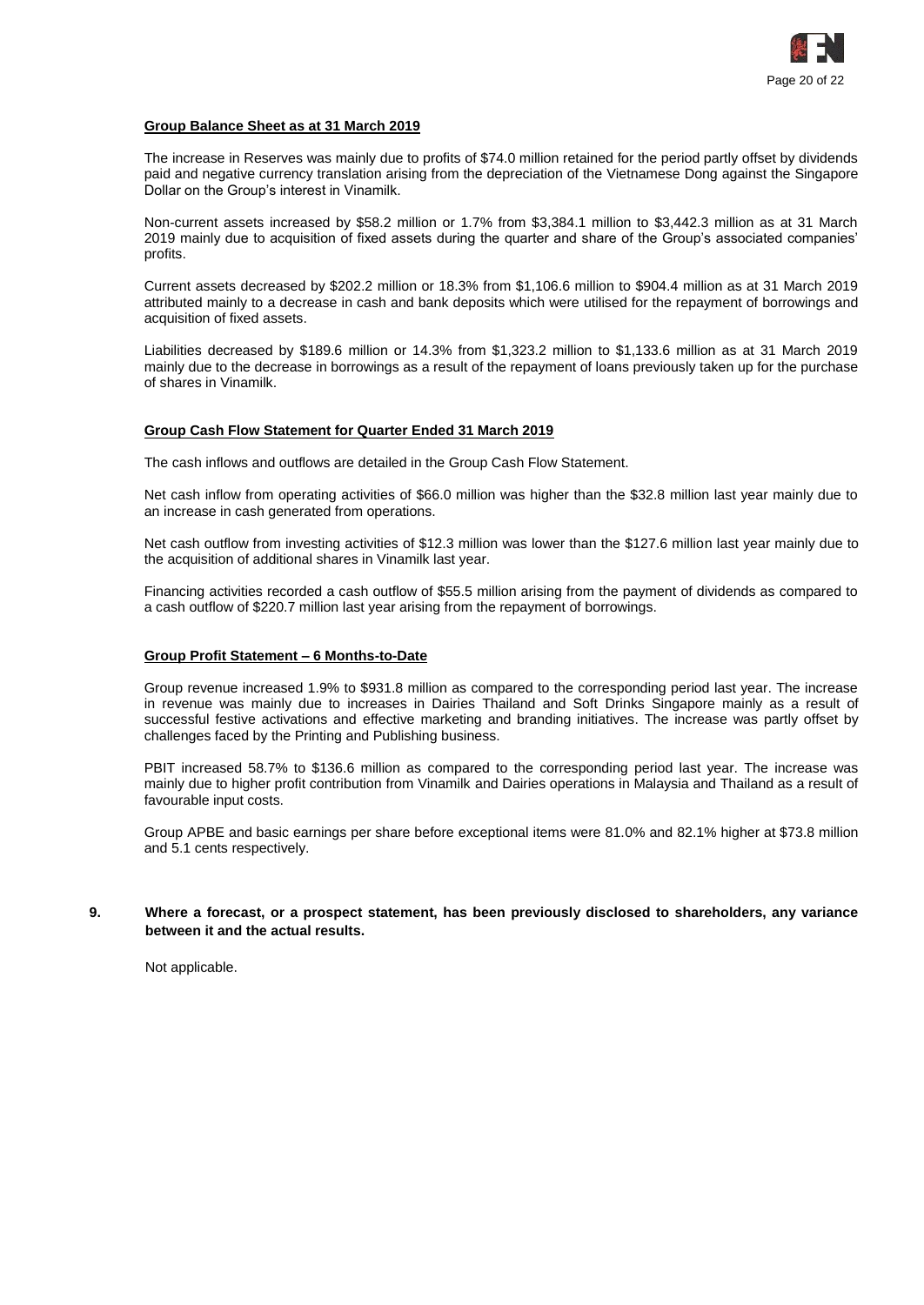**Group Balance Sheet as at 31 March 2019**

The increase in Reserves was mainly due to profits of $74.0 million retained for the period partly offset by dividends paid and negative currency translation arising from the depreciation of the Vietnamese Dong against the Singapore Dollar on the Group's interest in Vinamilk.

Non-current assets increased by $58.2 million or 1.7% from $3,384.1 million to $3,442.3 million as at 31 March 2019 mainly due to acquisition of fixed assets during the quarter and share of the Group's associated companies' profits.

Current assets decreased by $202.2 million or 18.3% from $1,106.6 million to $904.4 million as at 31 March 2019 attributed mainly to a decrease in cash and bank deposits which were utilised for the repayment of borrowings and acquisition of fixed assets.

Liabilities decreased by $189.6 million or 14.3% from $1,323.2 million to $1,133.6 million as at 31 March 2019 mainly due to the decrease in borrowings as a result of the repayment of loans previously taken up for the purchase of shares in Vinamilk.

**Group Cash Flow Statement for Quarter Ended 31 March 2019**

The cash inflows and outflows are detailed in the Group Cash Flow Statement.

Net cash inflow from operating activities of $66.0 million was higher than the $32.8 million last year mainly due to an increase in cash generated from operations.

Net cash outflow from investing activities of $12.3 million was lower than the $127.6 million last year mainly due to the acquisition of additional shares in Vinamilk last year.

Financing activities recorded a cash outflow of $55.5 million arising from the payment of dividends as compared to a cash outflow of $220.7 million last year arising from the repayment of borrowings.

**Group Profit Statement – 6 Months-to-Date**

Group revenue increased 1.9% to $931.8 million as compared to the corresponding period last year. The increase in revenue was mainly due to increases in Dairies Thailand and Soft Drinks Singapore mainly as a result of successful festive activations and effective marketing and branding initiatives. The increase was partly offset by challenges faced by the Printing and Publishing business.

PBIT increased 58.7% to $136.6 million as compared to the corresponding period last year. The increase was mainly due to higher profit contribution from Vinamilk and Dairies operations in Malaysia and Thailand as a result of favourable input costs.

Group APBE and basic earnings per share before exceptional items were 81.0% and 82.1% higher at $73.8 million and 5.1 cents respectively.

**9. Where a forecast, or a prospect statement, has been previously disclosed to shareholders, any variance between it and the actual results.**

Not applicable.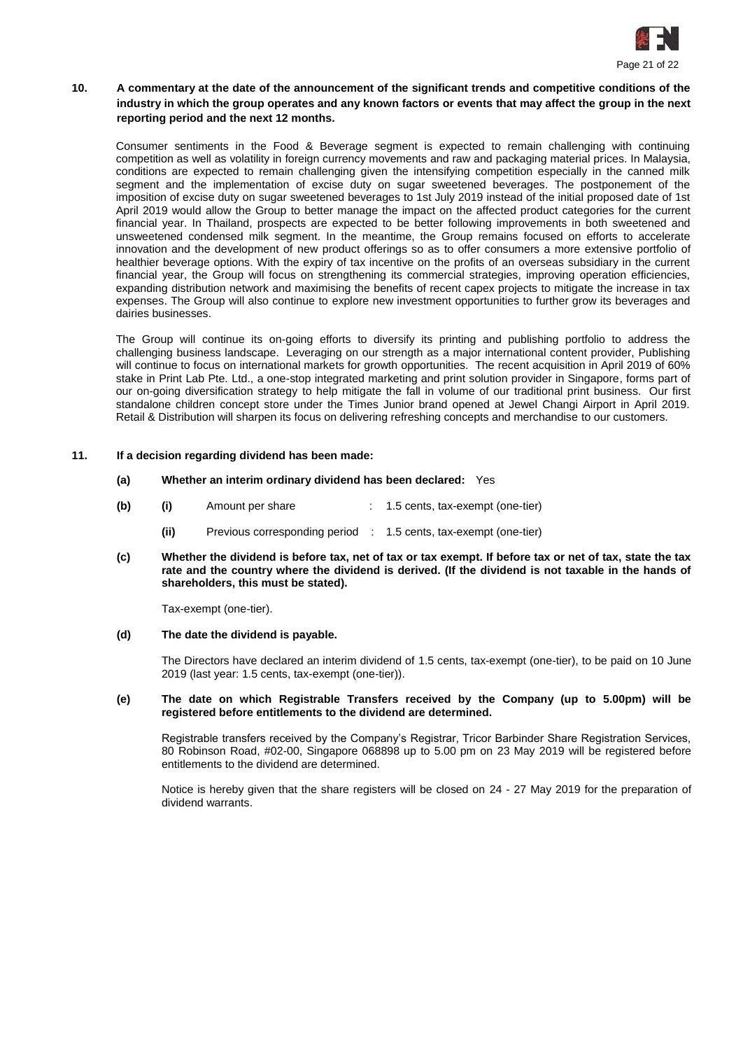**10. A commentary at the date of the announcement of the significant trends and competitive conditions of the industry in which the group operates and any known factors or events that may affect the group in the next reporting period and the next 12 months.**

Consumer sentiments in the Food & Beverage segment is expected to remain challenging with continuing competition as well as volatility in foreign currency movements and raw and packaging material prices. In Malaysia, conditions are expected to remain challenging given the intensifying competition especially in the canned milk segment and the implementation of excise duty on sugar sweetened beverages. The postponement of the imposition of excise duty on sugar sweetened beverages to 1st July 2019 instead of the initial proposed date of 1st April 2019 would allow the Group to better manage the impact on the affected product categories for the current financial year. In Thailand, prospects are expected to be better following improvements in both sweetened and unsweetened condensed milk segment. In the meantime, the Group remains focused on efforts to accelerate innovation and the development of new product offerings so as to offer consumers a more extensive portfolio of healthier beverage options. With the expiry of tax incentive on the profits of an overseas subsidiary in the current financial year, the Group will focus on strengthening its commercial strategies, improving operation efficiencies, expanding distribution network and maximising the benefits of recent capex projects to mitigate the increase in tax expenses. The Group will also continue to explore new investment opportunities to further grow its beverages and dairies businesses.

The Group will continue its on-going efforts to diversify its printing and publishing portfolio to address the challenging business landscape. Leveraging on our strength as a major international content provider, Publishing will continue to focus on international markets for growth opportunities. The recent acquisition in April 2019 of 60% stake in Print Lab Pte. Ltd., a one-stop integrated marketing and print solution provider in Singapore, forms part of our on-going diversification strategy to help mitigate the fall in volume of our traditional print business. Our first standalone children concept store under the Times Junior brand opened at Jewel Changi Airport in April 2019. Retail & Distribution will sharpen its focus on delivering refreshing concepts and merchandise to our customers.

**11. If a decision regarding dividend has been made:**

**(a) Whether an interim ordinary dividend has been declared:** Yes

**(b) (i)** Amount per share : 1.5 cents, tax-exempt (one-tier)

**(ii)** Previous corresponding period : 1.5 cents, tax-exempt (one-tier)

**(c) Whether the dividend is before tax, net of tax or tax exempt. If before tax or net of tax, state the tax rate and the country where the dividend is derived. (If the dividend is not taxable in the hands of shareholders, this must be stated).**

Tax-exempt (one-tier).

**(d) The date the dividend is payable.**

The Directors have declared an interim dividend of 1.5 cents, tax-exempt (one-tier), to be paid on 10 June 2019 (last year: 1.5 cents, tax-exempt (one-tier)).

**(e) The date on which Registrable Transfers received by the Company (up to 5.00pm) will be registered before entitlements to the dividend are determined.**

Registrable transfers received by the Company's Registrar, Tricor Barbinder Share Registration Services, 80 Robinson Road, #02-00, Singapore 068898 up to 5.00 pm on 23 May 2019 will be registered before entitlements to the dividend are determined.

Notice is hereby given that the share registers will be closed on 24 - 27 May 2019 for the preparation of dividend warrants.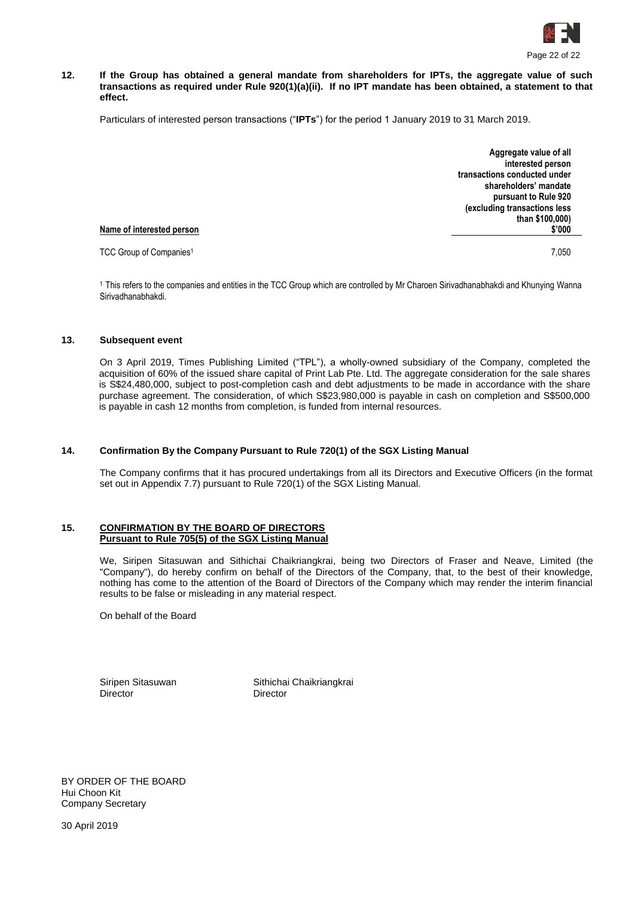**12. If the Group has obtained a general mandate from shareholders for IPTs, the aggregate value of such transactions as required under Rule 920(1)(a)(ii). If no IPT mandate has been obtained, a statement to that effect.**

Particulars of interested person transactions ("**IPTs**") for the period 1 January 2019 to 31 March 2019.

| Name of interested person | Aggregate value of all interested person transactions conducted under shareholders' mandate pursuant to Rule 920 (excluding transactions less than $100,000) $'000 |
|---|---|
| TCC Group of Companies[1] | 7,050 |

[1] This refers to the companies and entities in the TCC Group which are controlled by Mr Charoen Sirivadhanabhakdi and Khunying Wanna Sirivadhanabhakdi.

**13. Subsequent event**

On 3 April 2019, Times Publishing Limited ("TPL"), a wholly-owned subsidiary of the Company, completed the acquisition of 60% of the issued share capital of Print Lab Pte. Ltd. The aggregate consideration for the sale shares is S$24,480,000, subject to post-completion cash and debt adjustments to be made in accordance with the share purchase agreement. The consideration, of which S$23,980,000 is payable in cash on completion and S$500,000 is payable in cash 12 months from completion, is funded from internal resources.

**14. Confirmation By the Company Pursuant to Rule 720(1) of the SGX Listing Manual**

The Company confirms that it has procured undertakings from all its Directors and Executive Officers (in the format set out in Appendix 7.7) pursuant to Rule 720(1) of the SGX Listing Manual.

**15. CONFIRMATION BY THE BOARD OF DIRECTORS**
**Pursuant to Rule 705(5) of the SGX Listing Manual**

We, Siripen Sitasuwan and Sithichai Chaikriangkrai, being two Directors of Fraser and Neave, Limited (the "Company"), do hereby confirm on behalf of the Directors of the Company, that, to the best of their knowledge, nothing has come to the attention of the Board of Directors of the Company which may render the interim financial results to be false or misleading in any material respect.

On behalf of the Board

Siripen Sitasuwan
Director

Sithichai Chaikriangkrai
Director

BY ORDER OF THE BOARD
Hui Choon Kit
Company Secretary

30 April 2019